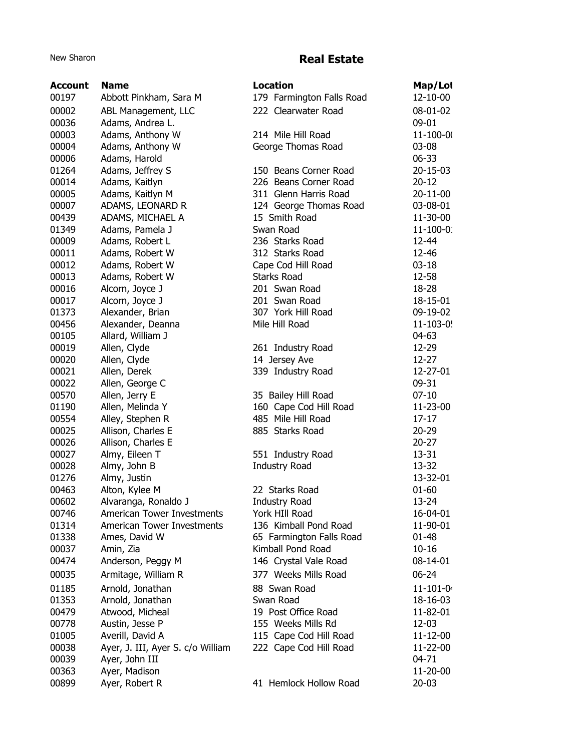New Sharon

# Real Estate

| Account | Name | Location | Map/Lot |
|---|---|---|---|
| 00197 | Abbott Pinkham, Sara M | 179 Farmington Falls Road | 12-10-00 |
| 00002 | ABL Management, LLC | 222 Clearwater Road | 08-01-02 |
| 00036 | Adams, Andrea L. | | 09-01 |
| 00003 | Adams, Anthony W | 214 Mile Hill Road | 11-100-0( |
| 00004 | Adams, Anthony W | George Thomas Road | 03-08 |
| 00006 | Adams, Harold | | 06-33 |
| 01264 | Adams, Jeffrey S | 150 Beans Corner Road | 20-15-03 |
| 00014 | Adams, Kaitlyn | 226 Beans Corner Road | 20-12 |
| 00005 | Adams, Kaitlyn M | 311 Glenn Harris Road | 20-11-00 |
| 00007 | ADAMS, LEONARD R | 124 George Thomas Road | 03-08-01 |
| 00439 | ADAMS, MICHAEL A | 15 Smith Road | 11-30-00 |
| 01349 | Adams, Pamela J | Swan Road | 11-100-0 |
| 00009 | Adams, Robert L | 236 Starks Road | 12-44 |
| 00011 | Adams, Robert W | 312 Starks Road | 12-46 |
| 00012 | Adams, Robert W | Cape Cod Hill Road | 03-18 |
| 00013 | Adams, Robert W | Starks Road | 12-58 |
| 00016 | Alcorn, Joyce J | 201 Swan Road | 18-28 |
| 00017 | Alcorn, Joyce J | 201 Swan Road | 18-15-01 |
| 01373 | Alexander, Brian | 307 York Hill Road | 09-19-02 |
| 00456 | Alexander, Deanna | Mile Hill Road | 11-103-0! |
| 00105 | Allard, William J | | 04-63 |
| 00019 | Allen, Clyde | 261 Industry Road | 12-29 |
| 00020 | Allen, Clyde | 14 Jersey Ave | 12-27 |
| 00021 | Allen, Derek | 339 Industry Road | 12-27-01 |
| 00022 | Allen, George C | | 09-31 |
| 00570 | Allen, Jerry E | 35 Bailey Hill Road | 07-10 |
| 01190 | Allen, Melinda Y | 160 Cape Cod Hill Road | 11-23-00 |
| 00554 | Alley, Stephen R | 485 Mile Hill Road | 17-17 |
| 00025 | Allison, Charles E | 885 Starks Road | 20-29 |
| 00026 | Allison, Charles E | | 20-27 |
| 00027 | Almy, Eileen T | 551 Industry Road | 13-31 |
| 00028 | Almy, John B | Industry Road | 13-32 |
| 01276 | Almy, Justin | | 13-32-01 |
| 00463 | Alton, Kylee M | 22 Starks Road | 01-60 |
| 00602 | Alvaranga, Ronaldo J | Industry Road | 13-24 |
| 00746 | American Tower Investments | York HIll Road | 16-04-01 |
| 01314 | American Tower Investments | 136 Kimball Pond Road | 11-90-01 |
| 01338 | Ames, David W | 65 Farmington Falls Road | 01-48 |
| 00037 | Amin, Zia | Kimball Pond Road | 10-16 |
| 00474 | Anderson, Peggy M | 146 Crystal Vale Road | 08-14-01 |
| 00035 | Armitage, William R | 377 Weeks Mills Road | 06-24 |
| 01185 | Arnold, Jonathan | 88 Swan Road | 11-101-0 |
| 01353 | Arnold, Jonathan | Swan Road | 18-16-03 |
| 00479 | Atwood, Micheal | 19 Post Office Road | 11-82-01 |
| 00778 | Austin, Jesse P | 155 Weeks Mills Rd | 12-03 |
| 01005 | Averill, David A | 115 Cape Cod Hill Road | 11-12-00 |
| 00038 | Ayer, J. III, Ayer S. c/o William | 222 Cape Cod Hill Road | 11-22-00 |
| 00039 | Ayer, John III | | 04-71 |
| 00363 | Ayer, Madison | | 11-20-00 |
| 00899 | Ayer, Robert R | 41 Hemlock Hollow Road | 20-03 |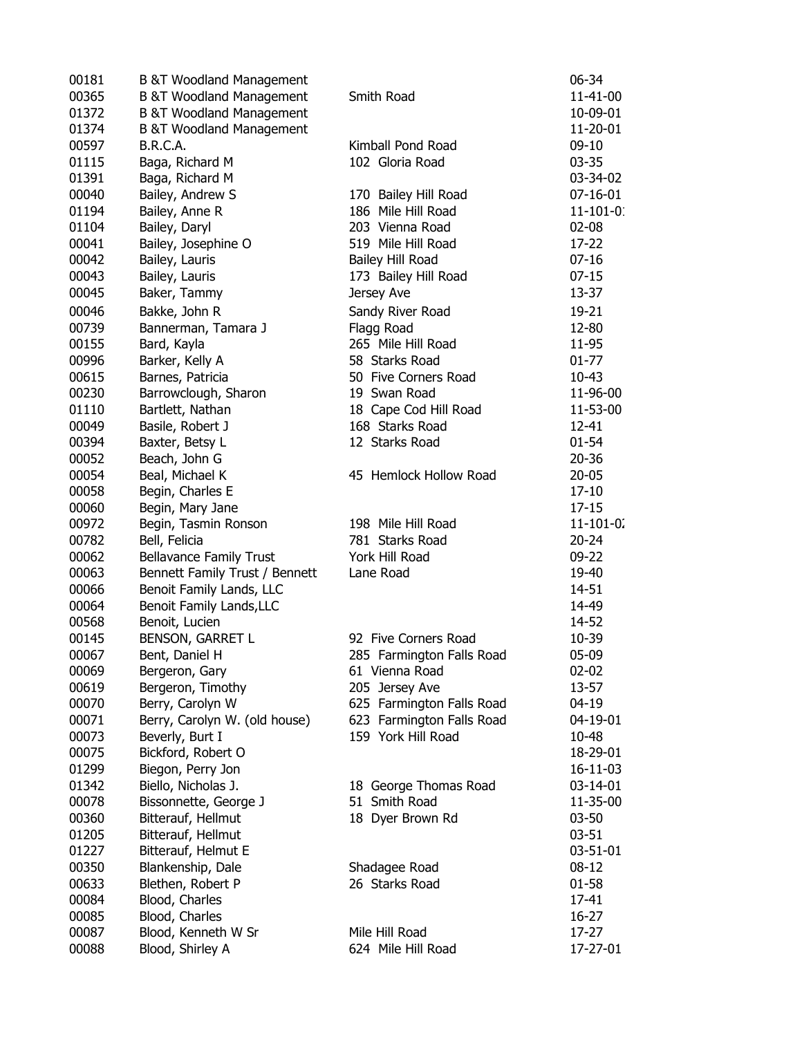| | | | |
|---|---|---|---|
| 00181 | B &T Woodland Management | | 06-34 |
| 00365 | B &T Woodland Management | Smith Road | 11-41-00 |
| 01372 | B &T Woodland Management | | 10-09-01 |
| 01374 | B &T Woodland Management | | 11-20-01 |
| 00597 | B.R.C.A. | Kimball Pond Road | 09-10 |
| 01115 | Baga, Richard M | 102 Gloria Road | 03-35 |
| 01391 | Baga, Richard M | | 03-34-02 |
| 00040 | Bailey, Andrew S | 170 Bailey Hill Road | 07-16-01 |
| 01194 | Bailey, Anne R | 186 Mile Hill Road | 11-101-01 |
| 01104 | Bailey, Daryl | 203 Vienna Road | 02-08 |
| 00041 | Bailey, Josephine O | 519 Mile Hill Road | 17-22 |
| 00042 | Bailey, Lauris | Bailey Hill Road | 07-16 |
| 00043 | Bailey, Lauris | 173 Bailey Hill Road | 07-15 |
| 00045 | Baker, Tammy | Jersey Ave | 13-37 |
| 00046 | Bakke, John R | Sandy River Road | 19-21 |
| 00739 | Bannerman, Tamara J | Flagg Road | 12-80 |
| 00155 | Bard, Kayla | 265 Mile Hill Road | 11-95 |
| 00996 | Barker, Kelly A | 58 Starks Road | 01-77 |
| 00615 | Barnes, Patricia | 50 Five Corners Road | 10-43 |
| 00230 | Barrowclough, Sharon | 19 Swan Road | 11-96-00 |
| 01110 | Bartlett, Nathan | 18 Cape Cod Hill Road | 11-53-00 |
| 00049 | Basile, Robert J | 168 Starks Road | 12-41 |
| 00394 | Baxter, Betsy L | 12 Starks Road | 01-54 |
| 00052 | Beach, John G | | 20-36 |
| 00054 | Beal, Michael K | 45 Hemlock Hollow Road | 20-05 |
| 00058 | Begin, Charles E | | 17-10 |
| 00060 | Begin, Mary Jane | | 17-15 |
| 00972 | Begin, Tasmin Ronson | 198 Mile Hill Road | 11-101-02 |
| 00782 | Bell, Felicia | 781 Starks Road | 20-24 |
| 00062 | Bellavance Family Trust | York Hill Road | 09-22 |
| 00063 | Bennett Family Trust / Bennett | Lane Road | 19-40 |
| 00066 | Benoit Family Lands, LLC | | 14-51 |
| 00064 | Benoit Family Lands,LLC | | 14-49 |
| 00568 | Benoit, Lucien | | 14-52 |
| 00145 | BENSON, GARRET L | 92 Five Corners Road | 10-39 |
| 00067 | Bent, Daniel H | 285 Farmington Falls Road | 05-09 |
| 00069 | Bergeron, Gary | 61 Vienna Road | 02-02 |
| 00619 | Bergeron, Timothy | 205 Jersey Ave | 13-57 |
| 00070 | Berry, Carolyn W | 625 Farmington Falls Road | 04-19 |
| 00071 | Berry, Carolyn W. (old house) | 623 Farmington Falls Road | 04-19-01 |
| 00073 | Beverly, Burt I | 159 York Hill Road | 10-48 |
| 00075 | Bickford, Robert O | | 18-29-01 |
| 01299 | Biegon, Perry Jon | | 16-11-03 |
| 01342 | Biello, Nicholas J. | 18 George Thomas Road | 03-14-01 |
| 00078 | Bissonnette, George J | 51 Smith Road | 11-35-00 |
| 00360 | Bitterauf, Hellmut | 18 Dyer Brown Rd | 03-50 |
| 01205 | Bitterauf, Hellmut | | 03-51 |
| 01227 | Bitterauf, Helmut E | | 03-51-01 |
| 00350 | Blankenship, Dale | Shadagee Road | 08-12 |
| 00633 | Blethen, Robert P | 26 Starks Road | 01-58 |
| 00084 | Blood, Charles | | 17-41 |
| 00085 | Blood, Charles | | 16-27 |
| 00087 | Blood, Kenneth W Sr | Mile Hill Road | 17-27 |
| 00088 | Blood, Shirley A | 624 Mile Hill Road | 17-27-01 |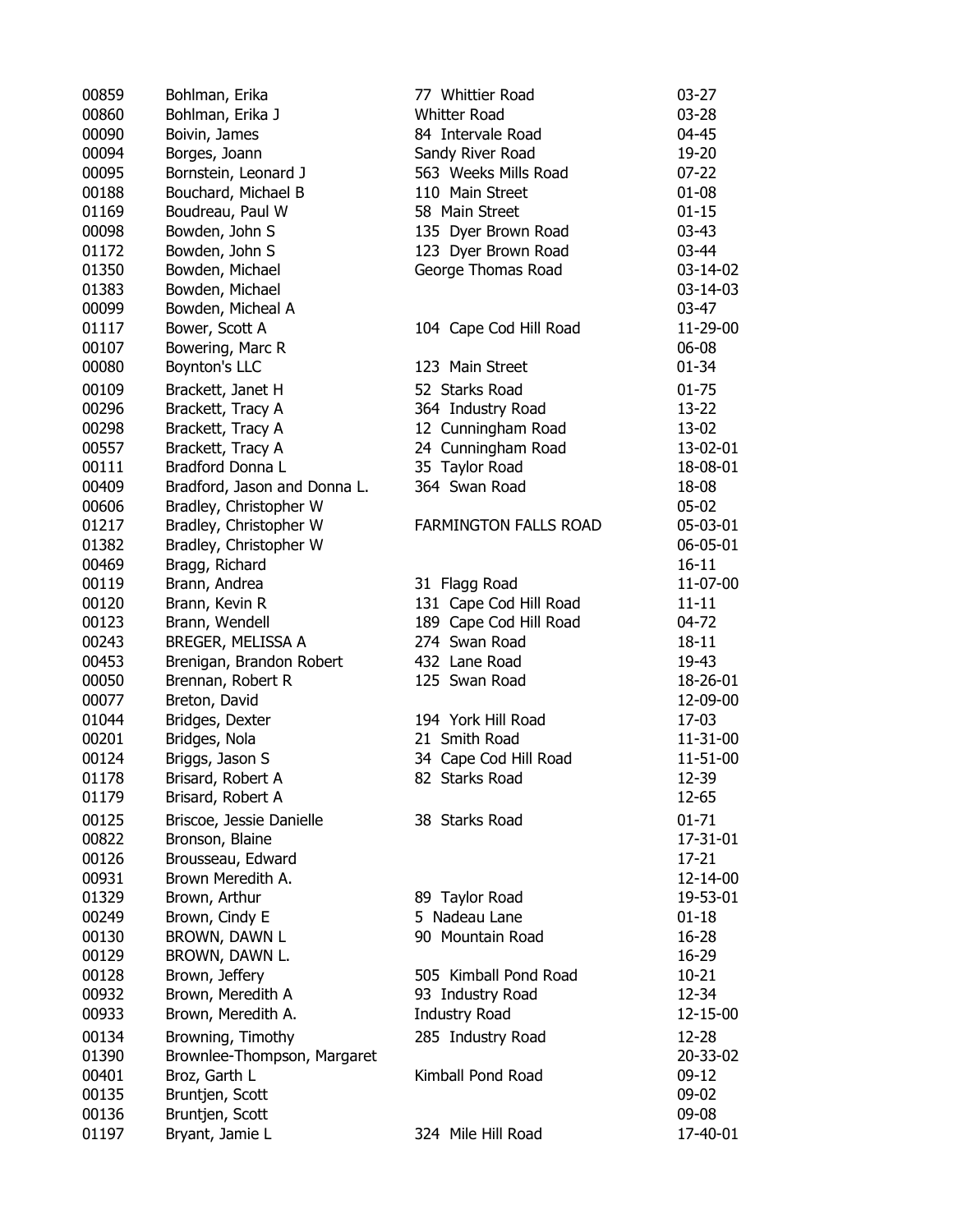| | | | |
|---|---|---|---|
| 00859 | Bohlman, Erika | 77 Whittier Road | 03-27 |
| 00860 | Bohlman, Erika J | Whitter Road | 03-28 |
| 00090 | Boivin, James | 84 Intervale Road | 04-45 |
| 00094 | Borges, Joann | Sandy River Road | 19-20 |
| 00095 | Bornstein, Leonard J | 563 Weeks Mills Road | 07-22 |
| 00188 | Bouchard, Michael B | 110 Main Street | 01-08 |
| 01169 | Boudreau, Paul W | 58 Main Street | 01-15 |
| 00098 | Bowden, John S | 135 Dyer Brown Road | 03-43 |
| 01172 | Bowden, John S | 123 Dyer Brown Road | 03-44 |
| 01350 | Bowden, Michael | George Thomas Road | 03-14-02 |
| 01383 | Bowden, Michael | | 03-14-03 |
| 00099 | Bowden, Micheal A | | 03-47 |
| 01117 | Bower, Scott A | 104 Cape Cod Hill Road | 11-29-00 |
| 00107 | Bowering, Marc R | | 06-08 |
| 00080 | Boynton's LLC | 123 Main Street | 01-34 |
| 00109 | Brackett, Janet H | 52 Starks Road | 01-75 |
| 00296 | Brackett, Tracy A | 364 Industry Road | 13-22 |
| 00298 | Brackett, Tracy A | 12 Cunningham Road | 13-02 |
| 00557 | Brackett, Tracy A | 24 Cunningham Road | 13-02-01 |
| 00111 | Bradford Donna L | 35 Taylor Road | 18-08-01 |
| 00409 | Bradford, Jason and Donna L. | 364 Swan Road | 18-08 |
| 00606 | Bradley, Christopher W | | 05-02 |
| 01217 | Bradley, Christopher W | FARMINGTON FALLS ROAD | 05-03-01 |
| 01382 | Bradley, Christopher W | | 06-05-01 |
| 00469 | Bragg, Richard | | 16-11 |
| 00119 | Brann, Andrea | 31 Flagg Road | 11-07-00 |
| 00120 | Brann, Kevin R | 131 Cape Cod Hill Road | 11-11 |
| 00123 | Brann, Wendell | 189 Cape Cod Hill Road | 04-72 |
| 00243 | BREGER, MELISSA A | 274 Swan Road | 18-11 |
| 00453 | Brenigan, Brandon Robert | 432 Lane Road | 19-43 |
| 00050 | Brennan, Robert R | 125 Swan Road | 18-26-01 |
| 00077 | Breton, David | | 12-09-00 |
| 01044 | Bridges, Dexter | 194 York Hill Road | 17-03 |
| 00201 | Bridges, Nola | 21 Smith Road | 11-31-00 |
| 00124 | Briggs, Jason S | 34 Cape Cod Hill Road | 11-51-00 |
| 01178 | Brisard, Robert A | 82 Starks Road | 12-39 |
| 01179 | Brisard, Robert A | | 12-65 |
| 00125 | Briscoe, Jessie Danielle | 38 Starks Road | 01-71 |
| 00822 | Bronson, Blaine | | 17-31-01 |
| 00126 | Brousseau, Edward | | 17-21 |
| 00931 | Brown Meredith A. | | 12-14-00 |
| 01329 | Brown, Arthur | 89 Taylor Road | 19-53-01 |
| 00249 | Brown, Cindy E | 5 Nadeau Lane | 01-18 |
| 00130 | BROWN, DAWN L | 90 Mountain Road | 16-28 |
| 00129 | BROWN, DAWN L. | | 16-29 |
| 00128 | Brown, Jeffery | 505 Kimball Pond Road | 10-21 |
| 00932 | Brown, Meredith A | 93 Industry Road | 12-34 |
| 00933 | Brown, Meredith A. | Industry Road | 12-15-00 |
| 00134 | Browning, Timothy | 285 Industry Road | 12-28 |
| 01390 | Brownlee-Thompson, Margaret | | 20-33-02 |
| 00401 | Broz, Garth L | Kimball Pond Road | 09-12 |
| 00135 | Bruntjen, Scott | | 09-02 |
| 00136 | Bruntjen, Scott | | 09-08 |
| 01197 | Bryant, Jamie L | 324 Mile Hill Road | 17-40-01 |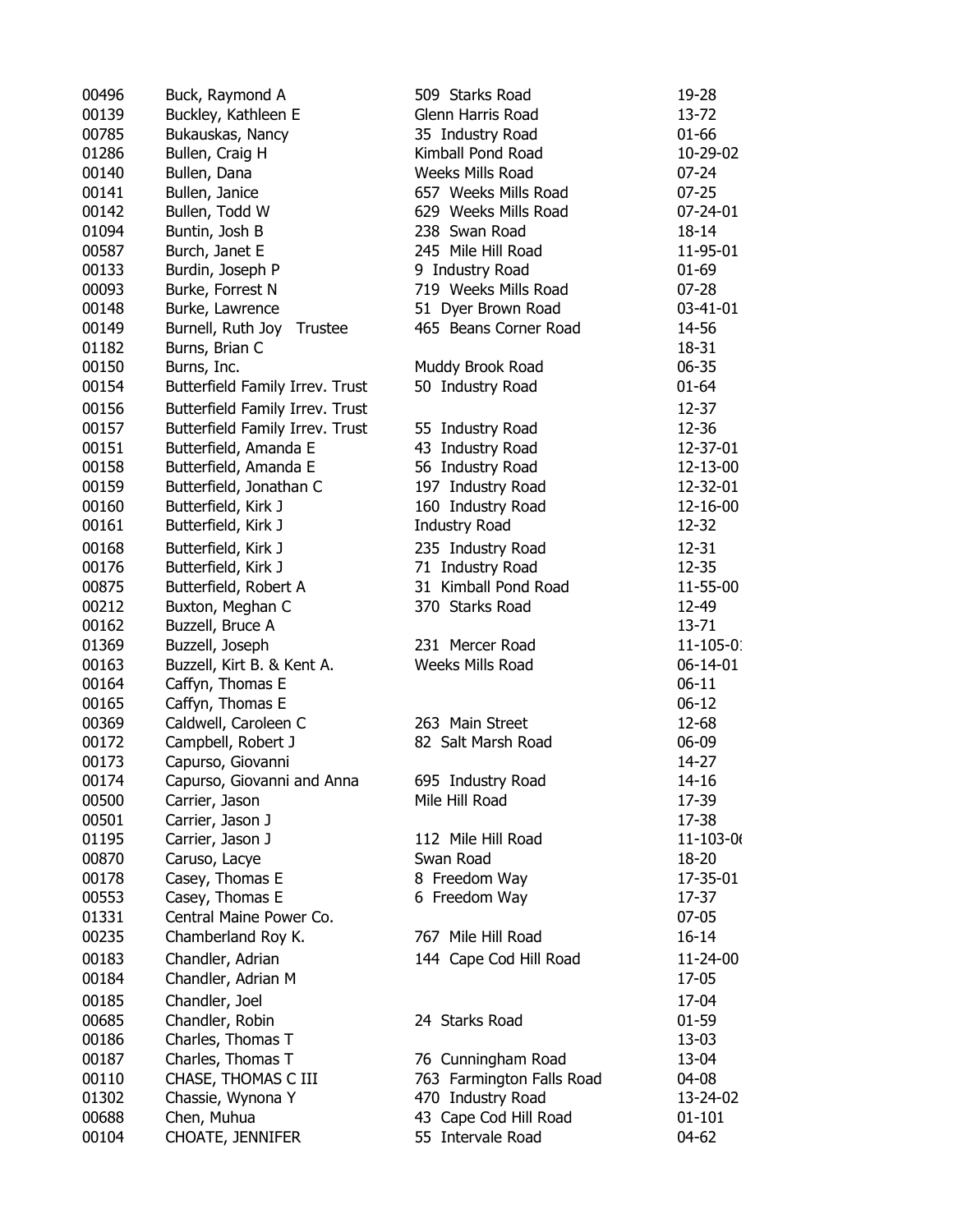| | | | |
|---|---|---|---|
| 00496 | Buck, Raymond A | 509 Starks Road | 19-28 |
| 00139 | Buckley, Kathleen E | Glenn Harris Road | 13-72 |
| 00785 | Bukauskas, Nancy | 35 Industry Road | 01-66 |
| 01286 | Bullen, Craig H | Kimball Pond Road | 10-29-02 |
| 00140 | Bullen, Dana | Weeks Mills Road | 07-24 |
| 00141 | Bullen, Janice | 657 Weeks Mills Road | 07-25 |
| 00142 | Bullen, Todd W | 629 Weeks Mills Road | 07-24-01 |
| 01094 | Buntin, Josh B | 238 Swan Road | 18-14 |
| 00587 | Burch, Janet E | 245 Mile Hill Road | 11-95-01 |
| 00133 | Burdin, Joseph P | 9 Industry Road | 01-69 |
| 00093 | Burke, Forrest N | 719 Weeks Mills Road | 07-28 |
| 00148 | Burke, Lawrence | 51 Dyer Brown Road | 03-41-01 |
| 00149 | Burnell, Ruth Joy Trustee | 465 Beans Corner Road | 14-56 |
| 01182 | Burns, Brian C | | 18-31 |
| 00150 | Burns, Inc. | Muddy Brook Road | 06-35 |
| 00154 | Butterfield Family Irrev. Trust | 50 Industry Road | 01-64 |
| 00156 | Butterfield Family Irrev. Trust | | 12-37 |
| 00157 | Butterfield Family Irrev. Trust | 55 Industry Road | 12-36 |
| 00151 | Butterfield, Amanda E | 43 Industry Road | 12-37-01 |
| 00158 | Butterfield, Amanda E | 56 Industry Road | 12-13-00 |
| 00159 | Butterfield, Jonathan C | 197 Industry Road | 12-32-01 |
| 00160 | Butterfield, Kirk J | 160 Industry Road | 12-16-00 |
| 00161 | Butterfield, Kirk J | Industry Road | 12-32 |
| 00168 | Butterfield, Kirk J | 235 Industry Road | 12-31 |
| 00176 | Butterfield, Kirk J | 71 Industry Road | 12-35 |
| 00875 | Butterfield, Robert A | 31 Kimball Pond Road | 11-55-00 |
| 00212 | Buxton, Meghan C | 370 Starks Road | 12-49 |
| 00162 | Buzzell, Bruce A | | 13-71 |
| 01369 | Buzzell, Joseph | 231 Mercer Road | 11-105-0 |
| 00163 | Buzzell, Kirt B. & Kent A. | Weeks Mills Road | 06-14-01 |
| 00164 | Caffyn, Thomas E | | 06-11 |
| 00165 | Caffyn, Thomas E | | 06-12 |
| 00369 | Caldwell, Caroleen C | 263 Main Street | 12-68 |
| 00172 | Campbell, Robert J | 82 Salt Marsh Road | 06-09 |
| 00173 | Capurso, Giovanni | | 14-27 |
| 00174 | Capurso, Giovanni and Anna | 695 Industry Road | 14-16 |
| 00500 | Carrier, Jason | Mile Hill Road | 17-39 |
| 00501 | Carrier, Jason J | | 17-38 |
| 01195 | Carrier, Jason J | 112 Mile Hill Road | 11-103-0 |
| 00870 | Caruso, Lacye | Swan Road | 18-20 |
| 00178 | Casey, Thomas E | 8 Freedom Way | 17-35-01 |
| 00553 | Casey, Thomas E | 6 Freedom Way | 17-37 |
| 01331 | Central Maine Power Co. | | 07-05 |
| 00235 | Chamberland Roy K. | 767 Mile Hill Road | 16-14 |
| 00183 | Chandler, Adrian | 144 Cape Cod Hill Road | 11-24-00 |
| 00184 | Chandler, Adrian M | | 17-05 |
| 00185 | Chandler, Joel | | 17-04 |
| 00685 | Chandler, Robin | 24 Starks Road | 01-59 |
| 00186 | Charles, Thomas T | | 13-03 |
| 00187 | Charles, Thomas T | 76 Cunningham Road | 13-04 |
| 00110 | CHASE, THOMAS C III | 763 Farmington Falls Road | 04-08 |
| 01302 | Chassie, Wynona Y | 470 Industry Road | 13-24-02 |
| 00688 | Chen, Muhua | 43 Cape Cod Hill Road | 01-101 |
| 00104 | CHOATE, JENNIFER | 55 Intervale Road | 04-62 |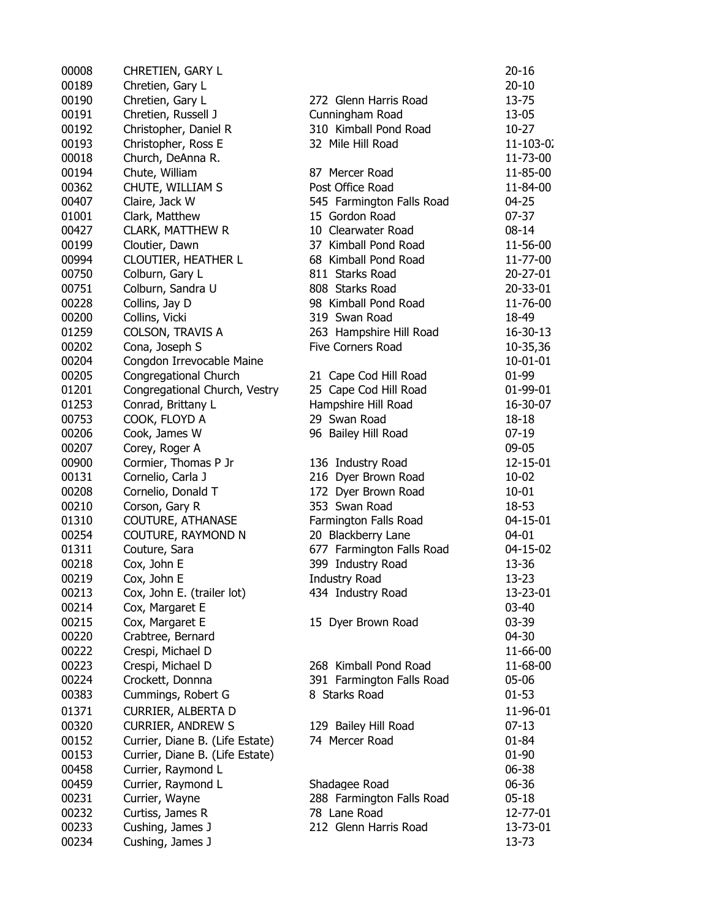| | | | |
|---|---|---|---|
| 00008 | CHRETIEN, GARY L | | 20-16 |
| 00189 | Chretien, Gary L | | 20-10 |
| 00190 | Chretien, Gary L | 272 Glenn Harris Road | 13-75 |
| 00191 | Chretien, Russell J | Cunningham Road | 13-05 |
| 00192 | Christopher, Daniel R | 310 Kimball Pond Road | 10-27 |
| 00193 | Christopher, Ross E | 32 Mile Hill Road | 11-103-0 |
| 00018 | Church, DeAnna R. | | 11-73-00 |
| 00194 | Chute, William | 87 Mercer Road | 11-85-00 |
| 00362 | CHUTE, WILLIAM S | Post Office Road | 11-84-00 |
| 00407 | Claire, Jack W | 545 Farmington Falls Road | 04-25 |
| 01001 | Clark, Matthew | 15 Gordon Road | 07-37 |
| 00427 | CLARK, MATTHEW R | 10 Clearwater Road | 08-14 |
| 00199 | Cloutier, Dawn | 37 Kimball Pond Road | 11-56-00 |
| 00994 | CLOUTIER, HEATHER L | 68 Kimball Pond Road | 11-77-00 |
| 00750 | Colburn, Gary L | 811 Starks Road | 20-27-01 |
| 00751 | Colburn, Sandra U | 808 Starks Road | 20-33-01 |
| 00228 | Collins, Jay D | 98 Kimball Pond Road | 11-76-00 |
| 00200 | Collins, Vicki | 319 Swan Road | 18-49 |
| 01259 | COLSON, TRAVIS A | 263 Hampshire Hill Road | 16-30-13 |
| 00202 | Cona, Joseph S | Five Corners Road | 10-35,36 |
| 00204 | Congdon Irrevocable Maine | | 10-01-01 |
| 00205 | Congregational Church | 21 Cape Cod Hill Road | 01-99 |
| 01201 | Congregational Church, Vestry | 25 Cape Cod Hill Road | 01-99-01 |
| 01253 | Conrad, Brittany L | Hampshire Hill Road | 16-30-07 |
| 00753 | COOK, FLOYD A | 29 Swan Road | 18-18 |
| 00206 | Cook, James W | 96 Bailey Hill Road | 07-19 |
| 00207 | Corey, Roger A | | 09-05 |
| 00900 | Cormier, Thomas P Jr | 136 Industry Road | 12-15-01 |
| 00131 | Cornelio, Carla J | 216 Dyer Brown Road | 10-02 |
| 00208 | Cornelio, Donald T | 172 Dyer Brown Road | 10-01 |
| 00210 | Corson, Gary R | 353 Swan Road | 18-53 |
| 01310 | COUTURE, ATHANASE | Farmington Falls Road | 04-15-01 |
| 00254 | COUTURE, RAYMOND N | 20 Blackberry Lane | 04-01 |
| 01311 | Couture, Sara | 677 Farmington Falls Road | 04-15-02 |
| 00218 | Cox, John E | 399 Industry Road | 13-36 |
| 00219 | Cox, John E | Industry Road | 13-23 |
| 00213 | Cox, John E. (trailer lot) | 434 Industry Road | 13-23-01 |
| 00214 | Cox, Margaret E | | 03-40 |
| 00215 | Cox, Margaret E | 15 Dyer Brown Road | 03-39 |
| 00220 | Crabtree, Bernard | | 04-30 |
| 00222 | Crespi, Michael D | | 11-66-00 |
| 00223 | Crespi, Michael D | 268 Kimball Pond Road | 11-68-00 |
| 00224 | Crockett, Donnna | 391 Farmington Falls Road | 05-06 |
| 00383 | Cummings, Robert G | 8 Starks Road | 01-53 |
| 01371 | CURRIER, ALBERTA D | | 11-96-01 |
| 00320 | CURRIER, ANDREW S | 129 Bailey Hill Road | 07-13 |
| 00152 | Currier, Diane B. (Life Estate) | 74 Mercer Road | 01-84 |
| 00153 | Currier, Diane B. (Life Estate) | | 01-90 |
| 00458 | Currier, Raymond L | | 06-38 |
| 00459 | Currier, Raymond L | Shadagee Road | 06-36 |
| 00231 | Currier, Wayne | 288 Farmington Falls Road | 05-18 |
| 00232 | Curtiss, James R | 78 Lane Road | 12-77-01 |
| 00233 | Cushing, James J | 212 Glenn Harris Road | 13-73-01 |
| 00234 | Cushing, James J | | 13-73 |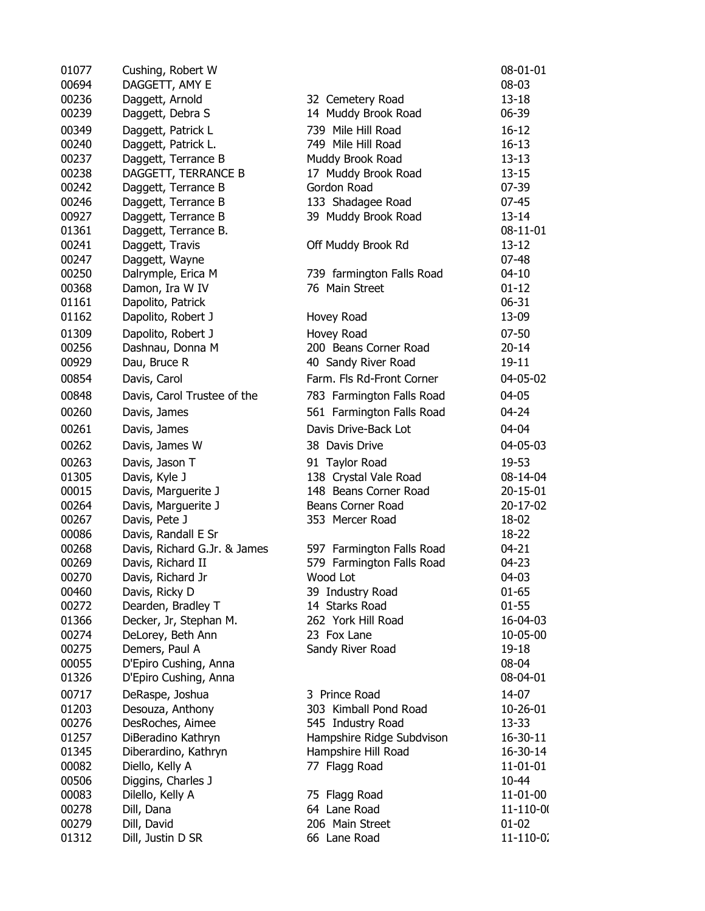| | | | |
|---|---|---|---|
| 01077 | Cushing, Robert W | | 08-01-01 |
| 00694 | DAGGETT, AMY E | | 08-03 |
| 00236 | Daggett, Arnold | 32 Cemetery Road | 13-18 |
| 00239 | Daggett, Debra S | 14 Muddy Brook Road | 06-39 |
| 00349 | Daggett, Patrick L | 739 Mile Hill Road | 16-12 |
| 00240 | Daggett, Patrick L. | 749 Mile Hill Road | 16-13 |
| 00237 | Daggett, Terrance B | Muddy Brook Road | 13-13 |
| 00238 | DAGGETT, TERRANCE B | 17 Muddy Brook Road | 13-15 |
| 00242 | Daggett, Terrance B | Gordon Road | 07-39 |
| 00246 | Daggett, Terrance B | 133 Shadagee Road | 07-45 |
| 00927 | Daggett, Terrance B | 39 Muddy Brook Road | 13-14 |
| 01361 | Daggett, Terrance B. | | 08-11-01 |
| 00241 | Daggett, Travis | Off Muddy Brook Rd | 13-12 |
| 00247 | Daggett, Wayne | | 07-48 |
| 00250 | Dalrymple, Erica M | 739 farmington Falls Road | 04-10 |
| 00368 | Damon, Ira W IV | 76 Main Street | 01-12 |
| 01161 | Dapolito, Patrick | | 06-31 |
| 01162 | Dapolito, Robert J | Hovey Road | 13-09 |
| 01309 | Dapolito, Robert J | Hovey Road | 07-50 |
| 00256 | Dashnau, Donna M | 200 Beans Corner Road | 20-14 |
| 00929 | Dau, Bruce R | 40 Sandy River Road | 19-11 |
| 00854 | Davis, Carol | Farm. Fls Rd-Front Corner | 04-05-02 |
| 00848 | Davis, Carol Trustee of the | 783 Farmington Falls Road | 04-05 |
| 00260 | Davis, James | 561 Farmington Falls Road | 04-24 |
| 00261 | Davis, James | Davis Drive-Back Lot | 04-04 |
| 00262 | Davis, James W | 38 Davis Drive | 04-05-03 |
| 00263 | Davis, Jason T | 91 Taylor Road | 19-53 |
| 01305 | Davis, Kyle J | 138 Crystal Vale Road | 08-14-04 |
| 00015 | Davis, Marguerite J | 148 Beans Corner Road | 20-15-01 |
| 00264 | Davis, Marguerite J | Beans Corner Road | 20-17-02 |
| 00267 | Davis, Pete J | 353 Mercer Road | 18-02 |
| 00086 | Davis, Randall E Sr | | 18-22 |
| 00268 | Davis, Richard G.Jr. & James | 597 Farmington Falls Road | 04-21 |
| 00269 | Davis, Richard II | 579 Farmington Falls Road | 04-23 |
| 00270 | Davis, Richard Jr | Wood Lot | 04-03 |
| 00460 | Davis, Ricky D | 39 Industry Road | 01-65 |
| 00272 | Dearden, Bradley T | 14 Starks Road | 01-55 |
| 01366 | Decker, Jr, Stephan M. | 262 York Hill Road | 16-04-03 |
| 00274 | DeLorey, Beth Ann | 23 Fox Lane | 10-05-00 |
| 00275 | Demers, Paul A | Sandy River Road | 19-18 |
| 00055 | D'Epiro Cushing, Anna | | 08-04 |
| 01326 | D'Epiro Cushing, Anna | | 08-04-01 |
| 00717 | DeRaspe, Joshua | 3 Prince Road | 14-07 |
| 01203 | Desouza, Anthony | 303 Kimball Pond Road | 10-26-01 |
| 00276 | DesRoches, Aimee | 545 Industry Road | 13-33 |
| 01257 | DiBeradino Kathryn | Hampshire Ridge Subdvison | 16-30-11 |
| 01345 | Diberardino, Kathryn | Hampshire Hill Road | 16-30-14 |
| 00082 | Diello, Kelly A | 77 Flagg Road | 11-01-01 |
| 00506 | Diggins, Charles J | | 10-44 |
| 00083 | Dilello, Kelly A | 75 Flagg Road | 11-01-00 |
| 00278 | Dill, Dana | 64 Lane Road | 11-110-0( |
| 00279 | Dill, David | 206 Main Street | 01-02 |
| 01312 | Dill, Justin D SR | 66 Lane Road | 11-110-0: |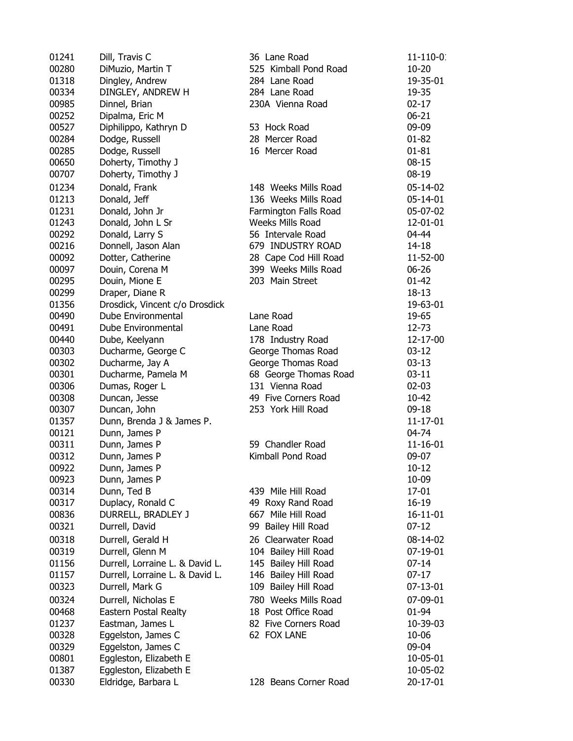| | | | |
|---|---|---|---|
| 01241 | Dill, Travis C | 36 Lane Road | 11-110-01 |
| 00280 | DiMuzio, Martin T | 525 Kimball Pond Road | 10-20 |
| 01318 | Dingley, Andrew | 284 Lane Road | 19-35-01 |
| 00334 | DINGLEY, ANDREW H | 284 Lane Road | 19-35 |
| 00985 | Dinnel, Brian | 230A Vienna Road | 02-17 |
| 00252 | Dipalma, Eric M | | 06-21 |
| 00527 | Diphilippo, Kathryn D | 53 Hock Road | 09-09 |
| 00284 | Dodge, Russell | 28 Mercer Road | 01-82 |
| 00285 | Dodge, Russell | 16 Mercer Road | 01-81 |
| 00650 | Doherty, Timothy J | | 08-15 |
| 00707 | Doherty, Timothy J | | 08-19 |
| 01234 | Donald, Frank | 148 Weeks Mills Road | 05-14-02 |
| 01213 | Donald, Jeff | 136 Weeks Mills Road | 05-14-01 |
| 01231 | Donald, John Jr | Farmington Falls Road | 05-07-02 |
| 01243 | Donald, John L Sr | Weeks Mills Road | 12-01-01 |
| 00292 | Donald, Larry S | 56 Intervale Road | 04-44 |
| 00216 | Donnell, Jason Alan | 679 INDUSTRY ROAD | 14-18 |
| 00092 | Dotter, Catherine | 28 Cape Cod Hill Road | 11-52-00 |
| 00097 | Douin, Corena M | 399 Weeks Mills Road | 06-26 |
| 00295 | Douin, Mione E | 203 Main Street | 01-42 |
| 00299 | Draper, Diane R | | 18-13 |
| 01356 | Drosdick, Vincent c/o Drosdick | | 19-63-01 |
| 00490 | Dube Environmental | Lane Road | 19-65 |
| 00491 | Dube Environmental | Lane Road | 12-73 |
| 00440 | Dube, Keelyann | 178 Industry Road | 12-17-00 |
| 00303 | Ducharme, George C | George Thomas Road | 03-12 |
| 00302 | Ducharme, Jay A | George Thomas Road | 03-13 |
| 00301 | Ducharme, Pamela M | 68 George Thomas Road | 03-11 |
| 00306 | Dumas, Roger L | 131 Vienna Road | 02-03 |
| 00308 | Duncan, Jesse | 49 Five Corners Road | 10-42 |
| 00307 | Duncan, John | 253 York Hill Road | 09-18 |
| 01357 | Dunn, Brenda J & James P. | | 11-17-01 |
| 00121 | Dunn, James P | | 04-74 |
| 00311 | Dunn, James P | 59 Chandler Road | 11-16-01 |
| 00312 | Dunn, James P | Kimball Pond Road | 09-07 |
| 00922 | Dunn, James P | | 10-12 |
| 00923 | Dunn, James P | | 10-09 |
| 00314 | Dunn, Ted B | 439 Mile Hill Road | 17-01 |
| 00317 | Duplacy, Ronald C | 49 Roxy Rand Road | 16-19 |
| 00836 | DURRELL, BRADLEY J | 667 Mile Hill Road | 16-11-01 |
| 00321 | Durrell, David | 99 Bailey Hill Road | 07-12 |
| 00318 | Durrell, Gerald H | 26 Clearwater Road | 08-14-02 |
| 00319 | Durrell, Glenn M | 104 Bailey Hill Road | 07-19-01 |
| 01156 | Durrell, Lorraine L. & David L. | 145 Bailey Hill Road | 07-14 |
| 01157 | Durrell, Lorraine L. & David L. | 146 Bailey Hill Road | 07-17 |
| 00323 | Durrell, Mark G | 109 Bailey Hill Road | 07-13-01 |
| 00324 | Durrell, Nicholas E | 780 Weeks Mills Road | 07-09-01 |
| 00468 | Eastern Postal Realty | 18 Post Office Road | 01-94 |
| 01237 | Eastman, James L | 82 Five Corners Road | 10-39-03 |
| 00328 | Eggelston, James C | 62 FOX LANE | 10-06 |
| 00329 | Eggelston, James C | | 09-04 |
| 00801 | Eggleston, Elizabeth E | | 10-05-01 |
| 01387 | Eggleston, Elizabeth E | | 10-05-02 |
| 00330 | Eldridge, Barbara L | 128 Beans Corner Road | 20-17-01 |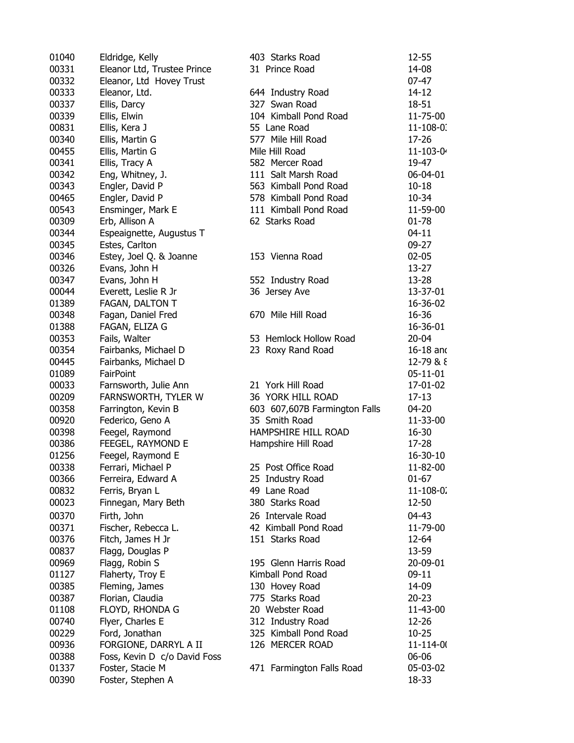| | | | |
|---|---|---|---|
| 01040 | Eldridge, Kelly | 403 Starks Road | 12-55 |
| 00331 | Eleanor Ltd, Trustee Prince | 31 Prince Road | 14-08 |
| 00332 | Eleanor, Ltd Hovey Trust | | 07-47 |
| 00333 | Eleanor, Ltd. | 644 Industry Road | 14-12 |
| 00337 | Ellis, Darcy | 327 Swan Road | 18-51 |
| 00339 | Ellis, Elwin | 104 Kimball Pond Road | 11-75-00 |
| 00831 | Ellis, Kera J | 55 Lane Road | 11-108-01 |
| 00340 | Ellis, Martin G | 577 Mile Hill Road | 17-26 |
| 00455 | Ellis, Martin G | Mile Hill Road | 11-103-04 |
| 00341 | Ellis, Tracy A | 582 Mercer Road | 19-47 |
| 00342 | Eng, Whitney, J. | 111 Salt Marsh Road | 06-04-01 |
| 00343 | Engler, David P | 563 Kimball Pond Road | 10-18 |
| 00465 | Engler, David P | 578 Kimball Pond Road | 10-34 |
| 00543 | Ensminger, Mark E | 111 Kimball Pond Road | 11-59-00 |
| 00309 | Erb, Allison A | 62 Starks Road | 01-78 |
| 00344 | Espeaignette, Augustus T | | 04-11 |
| 00345 | Estes, Carlton | | 09-27 |
| 00346 | Estey, Joel Q. & Joanne | 153 Vienna Road | 02-05 |
| 00326 | Evans, John H | | 13-27 |
| 00347 | Evans, John H | 552 Industry Road | 13-28 |
| 00044 | Everett, Leslie R Jr | 36 Jersey Ave | 13-37-01 |
| 01389 | FAGAN, DALTON T | | 16-36-02 |
| 00348 | Fagan, Daniel Fred | 670 Mile Hill Road | 16-36 |
| 01388 | FAGAN, ELIZA G | | 16-36-01 |
| 00353 | Fails, Walter | 53 Hemlock Hollow Road | 20-04 |
| 00354 | Fairbanks, Michael D | 23 Roxy Rand Road | 16-18 and |
| 00445 | Fairbanks, Michael D | | 12-79 & 8 |
| 01089 | FairPoint | | 05-11-01 |
| 00033 | Farnsworth, Julie Ann | 21 York Hill Road | 17-01-02 |
| 00209 | FARNSWORTH, TYLER W | 36 YORK HILL ROAD | 17-13 |
| 00358 | Farrington, Kevin B | 603 607,607B Farmington Falls | 04-20 |
| 00920 | Federico, Geno A | 35 Smith Road | 11-33-00 |
| 00398 | Feegel, Raymond | HAMPSHIRE HILL ROAD | 16-30 |
| 00386 | FEEGEL, RAYMOND E | Hampshire Hill Road | 17-28 |
| 01256 | Feegel, Raymond E | | 16-30-10 |
| 00338 | Ferrari, Michael P | 25 Post Office Road | 11-82-00 |
| 00366 | Ferreira, Edward A | 25 Industry Road | 01-67 |
| 00832 | Ferris, Bryan L | 49 Lane Road | 11-108-02 |
| 00023 | Finnegan, Mary Beth | 380 Starks Road | 12-50 |
| 00370 | Firth, John | 26 Intervale Road | 04-43 |
| 00371 | Fischer, Rebecca L. | 42 Kimball Pond Road | 11-79-00 |
| 00376 | Fitch, James H Jr | 151 Starks Road | 12-64 |
| 00837 | Flagg, Douglas P | | 13-59 |
| 00969 | Flagg, Robin S | 195 Glenn Harris Road | 20-09-01 |
| 01127 | Flaherty, Troy E | Kimball Pond Road | 09-11 |
| 00385 | Fleming, James | 130 Hovey Road | 14-09 |
| 00387 | Florian, Claudia | 775 Starks Road | 20-23 |
| 01108 | FLOYD, RHONDA G | 20 Webster Road | 11-43-00 |
| 00740 | Flyer, Charles E | 312 Industry Road | 12-26 |
| 00229 | Ford, Jonathan | 325 Kimball Pond Road | 10-25 |
| 00936 | FORGIONE, DARRYL A II | 126 MERCER ROAD | 11-114-00 |
| 00388 | Foss, Kevin D c/o David Foss | | 06-06 |
| 01337 | Foster, Stacie M | 471 Farmington Falls Road | 05-03-02 |
| 00390 | Foster, Stephen A | | 18-33 |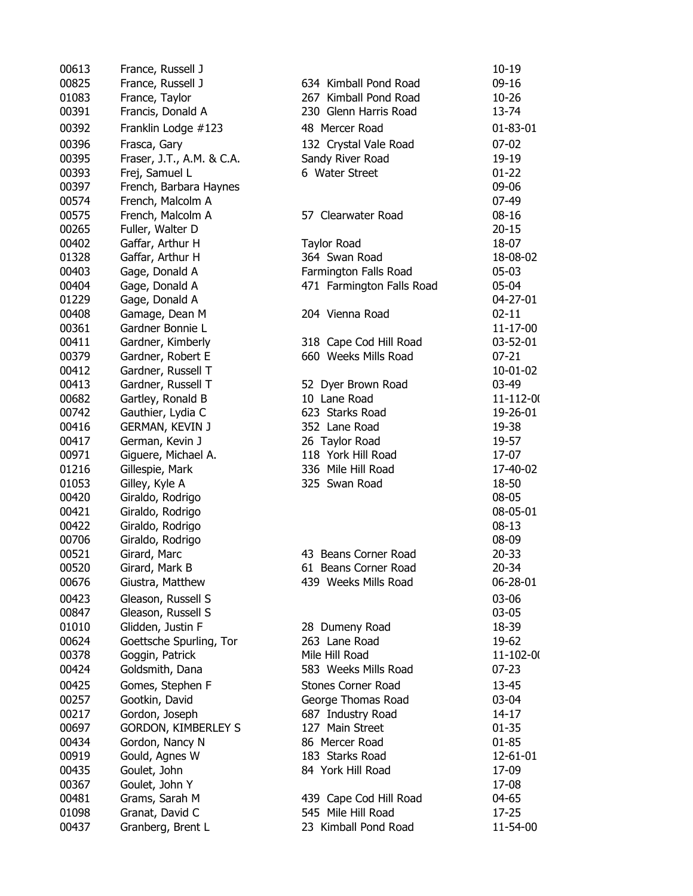| | | | |
|---|---|---|---|
| 00613 | France, Russell J | | 10-19 |
| 00825 | France, Russell J | 634 Kimball Pond Road | 09-16 |
| 01083 | France, Taylor | 267 Kimball Pond Road | 10-26 |
| 00391 | Francis, Donald A | 230 Glenn Harris Road | 13-74 |
| 00392 | Franklin Lodge #123 | 48 Mercer Road | 01-83-01 |
| 00396 | Frasca, Gary | 132 Crystal Vale Road | 07-02 |
| 00395 | Fraser, J.T., A.M. & C.A. | Sandy River Road | 19-19 |
| 00393 | Frej, Samuel L | 6 Water Street | 01-22 |
| 00397 | French, Barbara Haynes | | 09-06 |
| 00574 | French, Malcolm A | | 07-49 |
| 00575 | French, Malcolm A | 57 Clearwater Road | 08-16 |
| 00265 | Fuller, Walter D | | 20-15 |
| 00402 | Gaffar, Arthur H | Taylor Road | 18-07 |
| 01328 | Gaffar, Arthur H | 364 Swan Road | 18-08-02 |
| 00403 | Gage, Donald A | Farmington Falls Road | 05-03 |
| 00404 | Gage, Donald A | 471 Farmington Falls Road | 05-04 |
| 01229 | Gage, Donald A | | 04-27-01 |
| 00408 | Gamage, Dean M | 204 Vienna Road | 02-11 |
| 00361 | Gardner Bonnie L | | 11-17-00 |
| 00411 | Gardner, Kimberly | 318 Cape Cod Hill Road | 03-52-01 |
| 00379 | Gardner, Robert E | 660 Weeks Mills Road | 07-21 |
| 00412 | Gardner, Russell T | | 10-01-02 |
| 00413 | Gardner, Russell T | 52 Dyer Brown Road | 03-49 |
| 00682 | Gartley, Ronald B | 10 Lane Road | 11-112-0( |
| 00742 | Gauthier, Lydia C | 623 Starks Road | 19-26-01 |
| 00416 | GERMAN, KEVIN J | 352 Lane Road | 19-38 |
| 00417 | German, Kevin J | 26 Taylor Road | 19-57 |
| 00971 | Giguere, Michael A. | 118 York Hill Road | 17-07 |
| 01216 | Gillespie, Mark | 336 Mile Hill Road | 17-40-02 |
| 01053 | Gilley, Kyle A | 325 Swan Road | 18-50 |
| 00420 | Giraldo, Rodrigo | | 08-05 |
| 00421 | Giraldo, Rodrigo | | 08-05-01 |
| 00422 | Giraldo, Rodrigo | | 08-13 |
| 00706 | Giraldo, Rodrigo | | 08-09 |
| 00521 | Girard, Marc | 43 Beans Corner Road | 20-33 |
| 00520 | Girard, Mark B | 61 Beans Corner Road | 20-34 |
| 00676 | Giustra, Matthew | 439 Weeks Mills Road | 06-28-01 |
| 00423 | Gleason, Russell S | | 03-06 |
| 00847 | Gleason, Russell S | | 03-05 |
| 01010 | Glidden, Justin F | 28 Dumeny Road | 18-39 |
| 00624 | Goettsche Spurling, Tor | 263 Lane Road | 19-62 |
| 00378 | Goggin, Patrick | Mile Hill Road | 11-102-0( |
| 00424 | Goldsmith, Dana | 583 Weeks Mills Road | 07-23 |
| 00425 | Gomes, Stephen F | Stones Corner Road | 13-45 |
| 00257 | Gootkin, David | George Thomas Road | 03-04 |
| 00217 | Gordon, Joseph | 687 Industry Road | 14-17 |
| 00697 | GORDON, KIMBERLEY S | 127 Main Street | 01-35 |
| 00434 | Gordon, Nancy N | 86 Mercer Road | 01-85 |
| 00919 | Gould, Agnes W | 183 Starks Road | 12-61-01 |
| 00435 | Goulet, John | 84 York Hill Road | 17-09 |
| 00367 | Goulet, John Y | | 17-08 |
| 00481 | Grams, Sarah M | 439 Cape Cod Hill Road | 04-65 |
| 01098 | Granat, David C | 545 Mile Hill Road | 17-25 |
| 00437 | Granberg, Brent L | 23 Kimball Pond Road | 11-54-00 |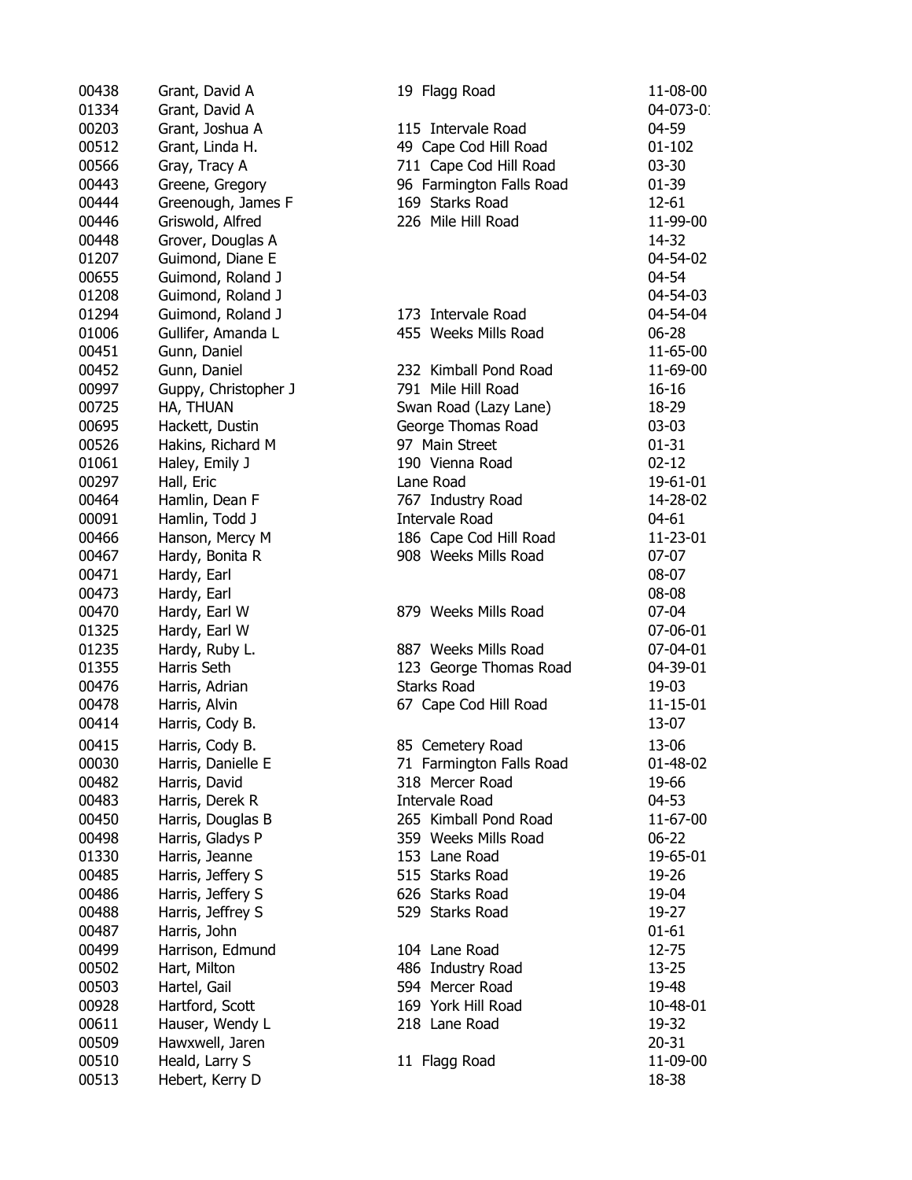| | | | |
|---|---|---|---|
| 00438 | Grant, David A | 19 Flagg Road | 11-08-00 |
| 01334 | Grant, David A | | 04-073-01 |
| 00203 | Grant, Joshua A | 115 Intervale Road | 04-59 |
| 00512 | Grant, Linda H. | 49 Cape Cod Hill Road | 01-102 |
| 00566 | Gray, Tracy A | 711 Cape Cod Hill Road | 03-30 |
| 00443 | Greene, Gregory | 96 Farmington Falls Road | 01-39 |
| 00444 | Greenough, James F | 169 Starks Road | 12-61 |
| 00446 | Griswold, Alfred | 226 Mile Hill Road | 11-99-00 |
| 00448 | Grover, Douglas A | | 14-32 |
| 01207 | Guimond, Diane E | | 04-54-02 |
| 00655 | Guimond, Roland J | | 04-54 |
| 01208 | Guimond, Roland J | | 04-54-03 |
| 01294 | Guimond, Roland J | 173 Intervale Road | 04-54-04 |
| 01006 | Gullifer, Amanda L | 455 Weeks Mills Road | 06-28 |
| 00451 | Gunn, Daniel | | 11-65-00 |
| 00452 | Gunn, Daniel | 232 Kimball Pond Road | 11-69-00 |
| 00997 | Guppy, Christopher J | 791 Mile Hill Road | 16-16 |
| 00725 | HA, THUAN | Swan Road (Lazy Lane) | 18-29 |
| 00695 | Hackett, Dustin | George Thomas Road | 03-03 |
| 00526 | Hakins, Richard M | 97 Main Street | 01-31 |
| 01061 | Haley, Emily J | 190 Vienna Road | 02-12 |
| 00297 | Hall, Eric | Lane Road | 19-61-01 |
| 00464 | Hamlin, Dean F | 767 Industry Road | 14-28-02 |
| 00091 | Hamlin, Todd J | Intervale Road | 04-61 |
| 00466 | Hanson, Mercy M | 186 Cape Cod Hill Road | 11-23-01 |
| 00467 | Hardy, Bonita R | 908 Weeks Mills Road | 07-07 |
| 00471 | Hardy, Earl | | 08-07 |
| 00473 | Hardy, Earl | | 08-08 |
| 00470 | Hardy, Earl W | 879 Weeks Mills Road | 07-04 |
| 01325 | Hardy, Earl W | | 07-06-01 |
| 01235 | Hardy, Ruby L. | 887 Weeks Mills Road | 07-04-01 |
| 01355 | Harris Seth | 123 George Thomas Road | 04-39-01 |
| 00476 | Harris, Adrian | Starks Road | 19-03 |
| 00478 | Harris, Alvin | 67 Cape Cod Hill Road | 11-15-01 |
| 00414 | Harris, Cody B. | | 13-07 |
| 00415 | Harris, Cody B. | 85 Cemetery Road | 13-06 |
| 00030 | Harris, Danielle E | 71 Farmington Falls Road | 01-48-02 |
| 00482 | Harris, David | 318 Mercer Road | 19-66 |
| 00483 | Harris, Derek R | Intervale Road | 04-53 |
| 00450 | Harris, Douglas B | 265 Kimball Pond Road | 11-67-00 |
| 00498 | Harris, Gladys P | 359 Weeks Mills Road | 06-22 |
| 01330 | Harris, Jeanne | 153 Lane Road | 19-65-01 |
| 00485 | Harris, Jeffery S | 515 Starks Road | 19-26 |
| 00486 | Harris, Jeffery S | 626 Starks Road | 19-04 |
| 00488 | Harris, Jeffrey S | 529 Starks Road | 19-27 |
| 00487 | Harris, John | | 01-61 |
| 00499 | Harrison, Edmund | 104 Lane Road | 12-75 |
| 00502 | Hart, Milton | 486 Industry Road | 13-25 |
| 00503 | Hartel, Gail | 594 Mercer Road | 19-48 |
| 00928 | Hartford, Scott | 169 York Hill Road | 10-48-01 |
| 00611 | Hauser, Wendy L | 218 Lane Road | 19-32 |
| 00509 | Hawxwell, Jaren | | 20-31 |
| 00510 | Heald, Larry S | 11 Flagg Road | 11-09-00 |
| 00513 | Hebert, Kerry D | | 18-38 |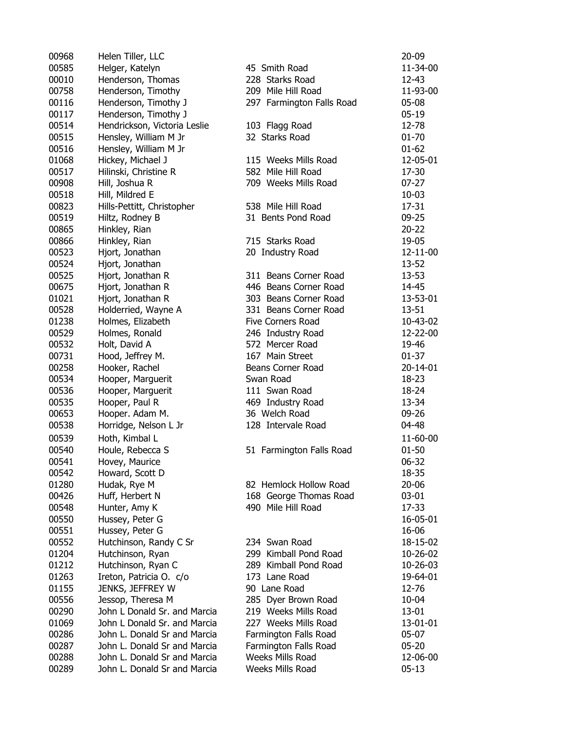| | | | |
|---|---|---|---|
| 00968 | Helen Tiller, LLC | | 20-09 |
| 00585 | Helger, Katelyn | 45 Smith Road | 11-34-00 |
| 00010 | Henderson, Thomas | 228 Starks Road | 12-43 |
| 00758 | Henderson, Timothy | 209 Mile Hill Road | 11-93-00 |
| 00116 | Henderson, Timothy J | 297 Farmington Falls Road | 05-08 |
| 00117 | Henderson, Timothy J | | 05-19 |
| 00514 | Hendrickson, Victoria Leslie | 103 Flagg Road | 12-78 |
| 00515 | Hensley, William M Jr | 32 Starks Road | 01-70 |
| 00516 | Hensley, William M Jr | | 01-62 |
| 01068 | Hickey, Michael J | 115 Weeks Mills Road | 12-05-01 |
| 00517 | Hilinski, Christine R | 582 Mile Hill Road | 17-30 |
| 00908 | Hill, Joshua R | 709 Weeks Mills Road | 07-27 |
| 00518 | Hill, Mildred E | | 10-03 |
| 00823 | Hills-Pettitt, Christopher | 538 Mile Hill Road | 17-31 |
| 00519 | Hiltz, Rodney B | 31 Bents Pond Road | 09-25 |
| 00865 | Hinkley, Rian | | 20-22 |
| 00866 | Hinkley, Rian | 715 Starks Road | 19-05 |
| 00523 | Hjort, Jonathan | 20 Industry Road | 12-11-00 |
| 00524 | Hjort, Jonathan | | 13-52 |
| 00525 | Hjort, Jonathan R | 311 Beans Corner Road | 13-53 |
| 00675 | Hjort, Jonathan R | 446 Beans Corner Road | 14-45 |
| 01021 | Hjort, Jonathan R | 303 Beans Corner Road | 13-53-01 |
| 00528 | Holderried, Wayne A | 331 Beans Corner Road | 13-51 |
| 01238 | Holmes, Elizabeth | Five Corners Road | 10-43-02 |
| 00529 | Holmes, Ronald | 246 Industry Road | 12-22-00 |
| 00532 | Holt, David A | 572 Mercer Road | 19-46 |
| 00731 | Hood, Jeffrey M. | 167 Main Street | 01-37 |
| 00258 | Hooker, Rachel | Beans Corner Road | 20-14-01 |
| 00534 | Hooper, Marguerit | Swan Road | 18-23 |
| 00536 | Hooper, Marguerit | 111 Swan Road | 18-24 |
| 00535 | Hooper, Paul R | 469 Industry Road | 13-34 |
| 00653 | Hooper. Adam M. | 36 Welch Road | 09-26 |
| 00538 | Horridge, Nelson L Jr | 128 Intervale Road | 04-48 |
| 00539 | Hoth, Kimbal L | | 11-60-00 |
| 00540 | Houle, Rebecca S | 51 Farmington Falls Road | 01-50 |
| 00541 | Hovey, Maurice | | 06-32 |
| 00542 | Howard, Scott D | | 18-35 |
| 01280 | Hudak, Rye M | 82 Hemlock Hollow Road | 20-06 |
| 00426 | Huff, Herbert N | 168 George Thomas Road | 03-01 |
| 00548 | Hunter, Amy K | 490 Mile Hill Road | 17-33 |
| 00550 | Hussey, Peter G | | 16-05-01 |
| 00551 | Hussey, Peter G | | 16-06 |
| 00552 | Hutchinson, Randy C Sr | 234 Swan Road | 18-15-02 |
| 01204 | Hutchinson, Ryan | 299 Kimball Pond Road | 10-26-02 |
| 01212 | Hutchinson, Ryan C | 289 Kimball Pond Road | 10-26-03 |
| 01263 | Ireton, Patricia O. c/o | 173 Lane Road | 19-64-01 |
| 01155 | JENKS, JEFFREY W | 90 Lane Road | 12-76 |
| 00556 | Jessop, Theresa M | 285 Dyer Brown Road | 10-04 |
| 00290 | John L Donald Sr. and Marcia | 219 Weeks Mills Road | 13-01 |
| 01069 | John L Donald Sr. and Marcia | 227 Weeks Mills Road | 13-01-01 |
| 00286 | John L. Donald Sr and Marcia | Farmington Falls Road | 05-07 |
| 00287 | John L. Donald Sr and Marcia | Farmington Falls Road | 05-20 |
| 00288 | John L. Donald Sr and Marcia | Weeks Mills Road | 12-06-00 |
| 00289 | John L. Donald Sr and Marcia | Weeks Mills Road | 05-13 |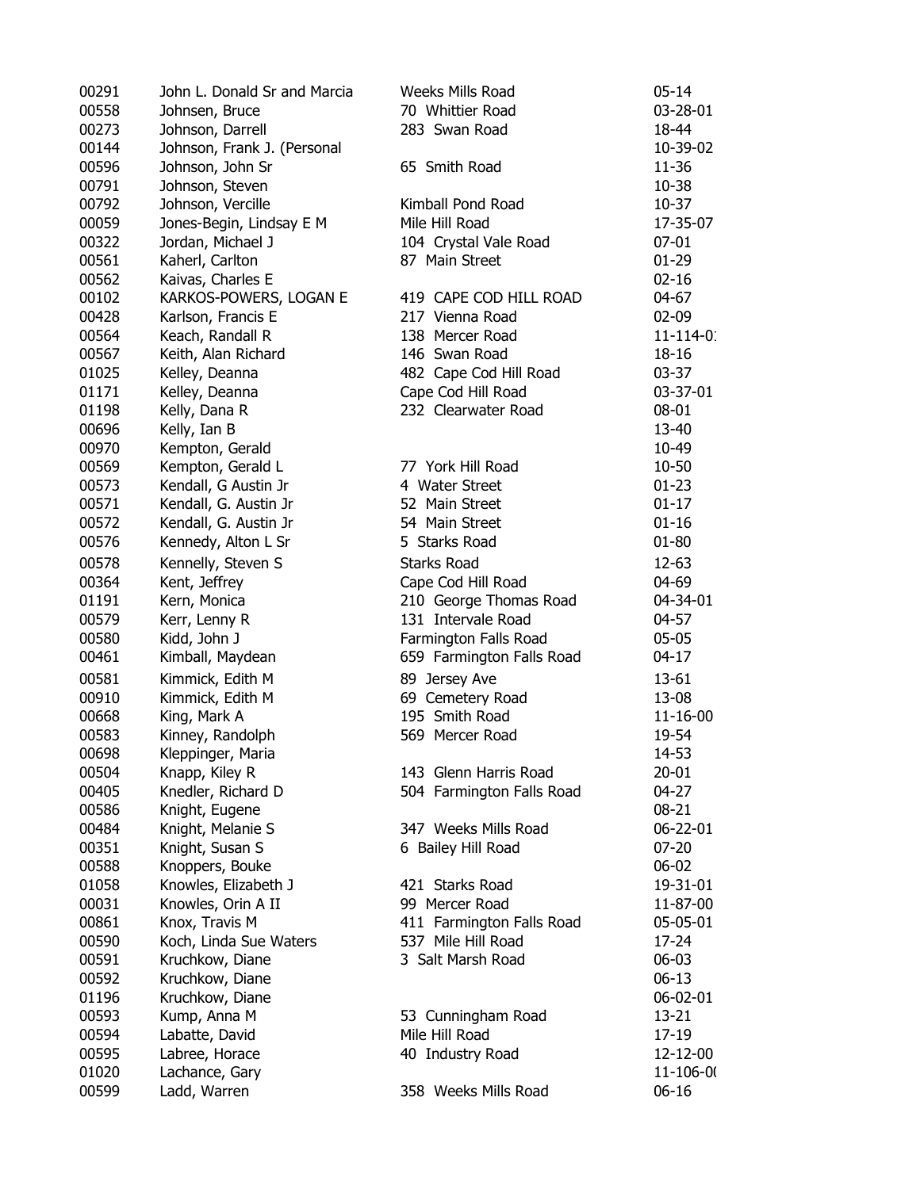| | | | |
|---|---|---|---|
| 00291 | John L. Donald Sr and Marcia | Weeks Mills Road | 05-14 |
| 00558 | Johnsen, Bruce | 70 Whittier Road | 03-28-01 |
| 00273 | Johnson, Darrell | 283 Swan Road | 18-44 |
| 00144 | Johnson, Frank J. (Personal | | 10-39-02 |
| 00596 | Johnson, John Sr | 65 Smith Road | 11-36 |
| 00791 | Johnson, Steven | | 10-38 |
| 00792 | Johnson, Vercille | Kimball Pond Road | 10-37 |
| 00059 | Jones-Begin, Lindsay E M | Mile Hill Road | 17-35-07 |
| 00322 | Jordan, Michael J | 104 Crystal Vale Road | 07-01 |
| 00561 | Kaherl, Carlton | 87 Main Street | 01-29 |
| 00562 | Kaivas, Charles E | | 02-16 |
| 00102 | KARKOS-POWERS, LOGAN E | 419 CAPE COD HILL ROAD | 04-67 |
| 00428 | Karlson, Francis E | 217 Vienna Road | 02-09 |
| 00564 | Keach, Randall R | 138 Mercer Road | 11-114-01 |
| 00567 | Keith, Alan Richard | 146 Swan Road | 18-16 |
| 01025 | Kelley, Deanna | 482 Cape Cod Hill Road | 03-37 |
| 01171 | Kelley, Deanna | Cape Cod Hill Road | 03-37-01 |
| 01198 | Kelly, Dana R | 232 Clearwater Road | 08-01 |
| 00696 | Kelly, Ian B | | 13-40 |
| 00970 | Kempton, Gerald | | 10-49 |
| 00569 | Kempton, Gerald L | 77 York Hill Road | 10-50 |
| 00573 | Kendall, G Austin Jr | 4 Water Street | 01-23 |
| 00571 | Kendall, G. Austin Jr | 52 Main Street | 01-17 |
| 00572 | Kendall, G. Austin Jr | 54 Main Street | 01-16 |
| 00576 | Kennedy, Alton L Sr | 5 Starks Road | 01-80 |
| 00578 | Kennelly, Steven S | Starks Road | 12-63 |
| 00364 | Kent, Jeffrey | Cape Cod Hill Road | 04-69 |
| 01191 | Kern, Monica | 210 George Thomas Road | 04-34-01 |
| 00579 | Kerr, Lenny R | 131 Intervale Road | 04-57 |
| 00580 | Kidd, John J | Farmington Falls Road | 05-05 |
| 00461 | Kimball, Maydean | 659 Farmington Falls Road | 04-17 |
| 00581 | Kimmick, Edith M | 89 Jersey Ave | 13-61 |
| 00910 | Kimmick, Edith M | 69 Cemetery Road | 13-08 |
| 00668 | King, Mark A | 195 Smith Road | 11-16-00 |
| 00583 | Kinney, Randolph | 569 Mercer Road | 19-54 |
| 00698 | Kleppinger, Maria | | 14-53 |
| 00504 | Knapp, Kiley R | 143 Glenn Harris Road | 20-01 |
| 00405 | Knedler, Richard D | 504 Farmington Falls Road | 04-27 |
| 00586 | Knight, Eugene | | 08-21 |
| 00484 | Knight, Melanie S | 347 Weeks Mills Road | 06-22-01 |
| 00351 | Knight, Susan S | 6 Bailey Hill Road | 07-20 |
| 00588 | Knoppers, Bouke | | 06-02 |
| 01058 | Knowles, Elizabeth J | 421 Starks Road | 19-31-01 |
| 00031 | Knowles, Orin A II | 99 Mercer Road | 11-87-00 |
| 00861 | Knox, Travis M | 411 Farmington Falls Road | 05-05-01 |
| 00590 | Koch, Linda Sue Waters | 537 Mile Hill Road | 17-24 |
| 00591 | Kruchkow, Diane | 3 Salt Marsh Road | 06-03 |
| 00592 | Kruchkow, Diane | | 06-13 |
| 01196 | Kruchkow, Diane | | 06-02-01 |
| 00593 | Kump, Anna M | 53 Cunningham Road | 13-21 |
| 00594 | Labatte, David | Mile Hill Road | 17-19 |
| 00595 | Labree, Horace | 40 Industry Road | 12-12-00 |
| 01020 | Lachance, Gary | | 11-106-00 |
| 00599 | Ladd, Warren | 358 Weeks Mills Road | 06-16 |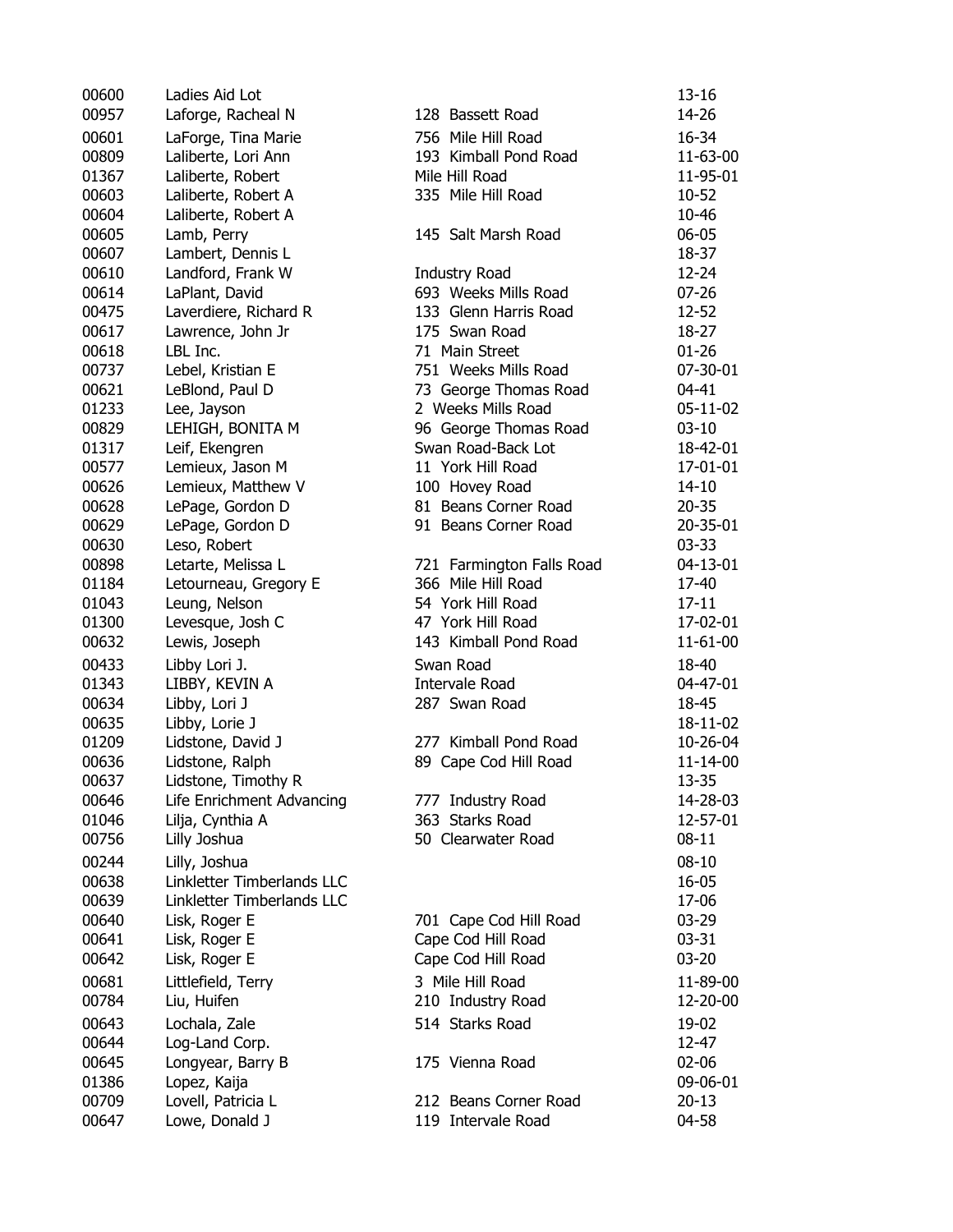| | | | |
|---|---|---|---|
| 00600 | Ladies Aid Lot | | 13-16 |
| 00957 | Laforge, Racheal N | 128 Bassett Road | 14-26 |
| 00601 | LaForge, Tina Marie | 756 Mile Hill Road | 16-34 |
| 00809 | Laliberte, Lori Ann | 193 Kimball Pond Road | 11-63-00 |
| 01367 | Laliberte, Robert | Mile Hill Road | 11-95-01 |
| 00603 | Laliberte, Robert A | 335 Mile Hill Road | 10-52 |
| 00604 | Laliberte, Robert A | | 10-46 |
| 00605 | Lamb, Perry | 145 Salt Marsh Road | 06-05 |
| 00607 | Lambert, Dennis L | | 18-37 |
| 00610 | Landford, Frank W | Industry Road | 12-24 |
| 00614 | LaPlant, David | 693 Weeks Mills Road | 07-26 |
| 00475 | Laverdiere, Richard R | 133 Glenn Harris Road | 12-52 |
| 00617 | Lawrence, John Jr | 175 Swan Road | 18-27 |
| 00618 | LBL Inc. | 71 Main Street | 01-26 |
| 00737 | Lebel, Kristian E | 751 Weeks Mills Road | 07-30-01 |
| 00621 | LeBlond, Paul D | 73 George Thomas Road | 04-41 |
| 01233 | Lee, Jayson | 2 Weeks Mills Road | 05-11-02 |
| 00829 | LEHIGH, BONITA M | 96 George Thomas Road | 03-10 |
| 01317 | Leif, Ekengren | Swan Road-Back Lot | 18-42-01 |
| 00577 | Lemieux, Jason M | 11 York Hill Road | 17-01-01 |
| 00626 | Lemieux, Matthew V | 100 Hovey Road | 14-10 |
| 00628 | LePage, Gordon D | 81 Beans Corner Road | 20-35 |
| 00629 | LePage, Gordon D | 91 Beans Corner Road | 20-35-01 |
| 00630 | Leso, Robert | | 03-33 |
| 00898 | Letarte, Melissa L | 721 Farmington Falls Road | 04-13-01 |
| 01184 | Letourneau, Gregory E | 366 Mile Hill Road | 17-40 |
| 01043 | Leung, Nelson | 54 York Hill Road | 17-11 |
| 01300 | Levesque, Josh C | 47 York Hill Road | 17-02-01 |
| 00632 | Lewis, Joseph | 143 Kimball Pond Road | 11-61-00 |
| 00433 | Libby Lori J. | Swan Road | 18-40 |
| 01343 | LIBBY, KEVIN A | Intervale Road | 04-47-01 |
| 00634 | Libby, Lori J | 287 Swan Road | 18-45 |
| 00635 | Libby, Lorie J | | 18-11-02 |
| 01209 | Lidstone, David J | 277 Kimball Pond Road | 10-26-04 |
| 00636 | Lidstone, Ralph | 89 Cape Cod Hill Road | 11-14-00 |
| 00637 | Lidstone, Timothy R | | 13-35 |
| 00646 | Life Enrichment Advancing | 777 Industry Road | 14-28-03 |
| 01046 | Lilja, Cynthia A | 363 Starks Road | 12-57-01 |
| 00756 | Lilly Joshua | 50 Clearwater Road | 08-11 |
| 00244 | Lilly, Joshua | | 08-10 |
| 00638 | Linkletter Timberlands LLC | | 16-05 |
| 00639 | Linkletter Timberlands LLC | | 17-06 |
| 00640 | Lisk, Roger E | 701 Cape Cod Hill Road | 03-29 |
| 00641 | Lisk, Roger E | Cape Cod Hill Road | 03-31 |
| 00642 | Lisk, Roger E | Cape Cod Hill Road | 03-20 |
| 00681 | Littlefield, Terry | 3 Mile Hill Road | 11-89-00 |
| 00784 | Liu, Huifen | 210 Industry Road | 12-20-00 |
| 00643 | Lochala, Zale | 514 Starks Road | 19-02 |
| 00644 | Log-Land Corp. | | 12-47 |
| 00645 | Longyear, Barry B | 175 Vienna Road | 02-06 |
| 01386 | Lopez, Kaija | | 09-06-01 |
| 00709 | Lovell, Patricia L | 212 Beans Corner Road | 20-13 |
| 00647 | Lowe, Donald J | 119 Intervale Road | 04-58 |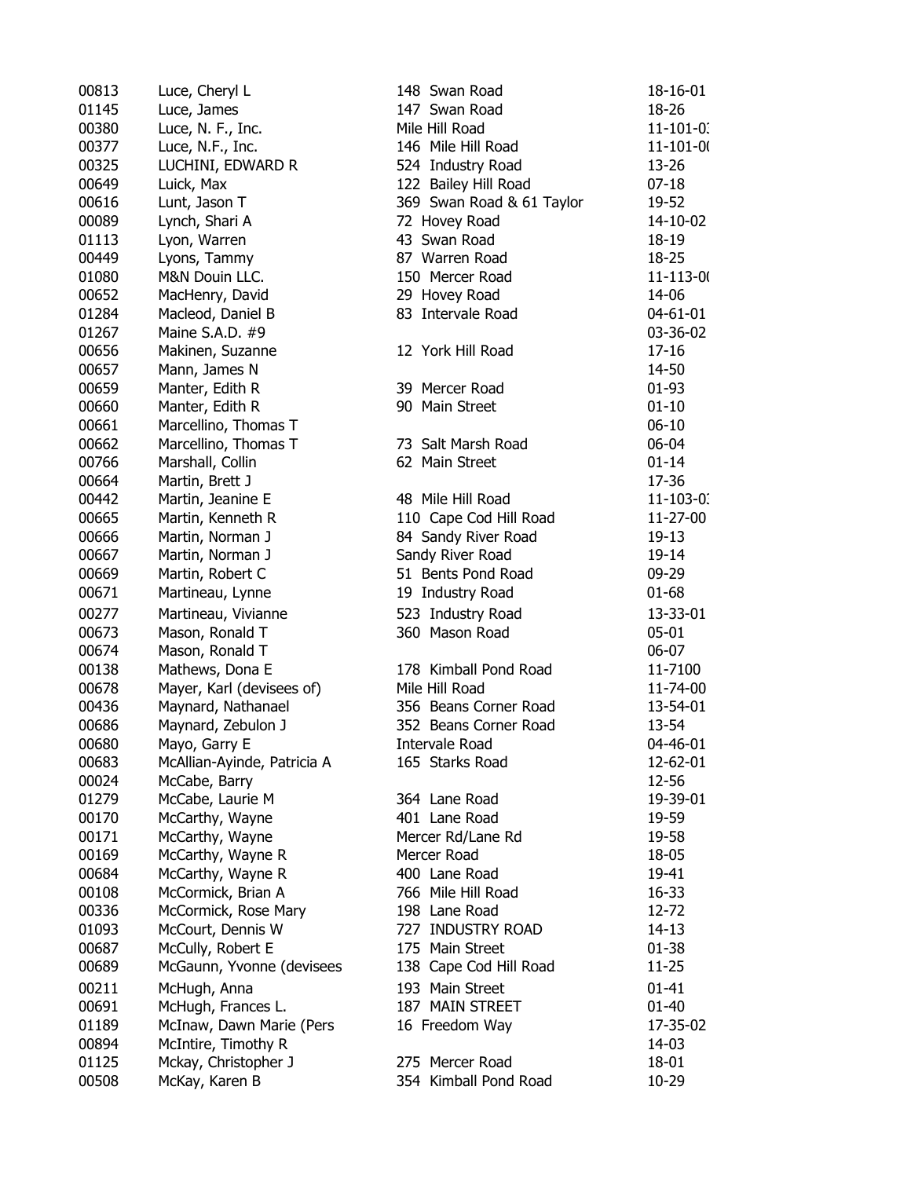| | | | |
|---|---|---|---|
| 00813 | Luce, Cheryl L | 148 Swan Road | 18-16-01 |
| 01145 | Luce, James | 147 Swan Road | 18-26 |
| 00380 | Luce, N. F., Inc. | Mile Hill Road | 11-101-0: |
| 00377 | Luce, N.F., Inc. | 146 Mile Hill Road | 11-101-0( |
| 00325 | LUCHINI, EDWARD R | 524 Industry Road | 13-26 |
| 00649 | Luick, Max | 122 Bailey Hill Road | 07-18 |
| 00616 | Lunt, Jason T | 369 Swan Road & 61 Taylor | 19-52 |
| 00089 | Lynch, Shari A | 72 Hovey Road | 14-10-02 |
| 01113 | Lyon, Warren | 43 Swan Road | 18-19 |
| 00449 | Lyons, Tammy | 87 Warren Road | 18-25 |
| 01080 | M&N Douin LLC. | 150 Mercer Road | 11-113-0( |
| 00652 | MacHenry, David | 29 Hovey Road | 14-06 |
| 01284 | Macleod, Daniel B | 83 Intervale Road | 04-61-01 |
| 01267 | Maine S.A.D. #9 | | 03-36-02 |
| 00656 | Makinen, Suzanne | 12 York Hill Road | 17-16 |
| 00657 | Mann, James N | | 14-50 |
| 00659 | Manter, Edith R | 39 Mercer Road | 01-93 |
| 00660 | Manter, Edith R | 90 Main Street | 01-10 |
| 00661 | Marcellino, Thomas T | | 06-10 |
| 00662 | Marcellino, Thomas T | 73 Salt Marsh Road | 06-04 |
| 00766 | Marshall, Collin | 62 Main Street | 01-14 |
| 00664 | Martin, Brett J | | 17-36 |
| 00442 | Martin, Jeanine E | 48 Mile Hill Road | 11-103-0: |
| 00665 | Martin, Kenneth R | 110 Cape Cod Hill Road | 11-27-00 |
| 00666 | Martin, Norman J | 84 Sandy River Road | 19-13 |
| 00667 | Martin, Norman J | Sandy River Road | 19-14 |
| 00669 | Martin, Robert C | 51 Bents Pond Road | 09-29 |
| 00671 | Martineau, Lynne | 19 Industry Road | 01-68 |
| 00277 | Martineau, Vivianne | 523 Industry Road | 13-33-01 |
| 00673 | Mason, Ronald T | 360 Mason Road | 05-01 |
| 00674 | Mason, Ronald T | | 06-07 |
| 00138 | Mathews, Dona E | 178 Kimball Pond Road | 11-7100 |
| 00678 | Mayer, Karl (devisees of) | Mile Hill Road | 11-74-00 |
| 00436 | Maynard, Nathanael | 356 Beans Corner Road | 13-54-01 |
| 00686 | Maynard, Zebulon J | 352 Beans Corner Road | 13-54 |
| 00680 | Mayo, Garry E | Intervale Road | 04-46-01 |
| 00683 | McAllian-Ayinde, Patricia A | 165 Starks Road | 12-62-01 |
| 00024 | McCabe, Barry | | 12-56 |
| 01279 | McCabe, Laurie M | 364 Lane Road | 19-39-01 |
| 00170 | McCarthy, Wayne | 401 Lane Road | 19-59 |
| 00171 | McCarthy, Wayne | Mercer Rd/Lane Rd | 19-58 |
| 00169 | McCarthy, Wayne R | Mercer Road | 18-05 |
| 00684 | McCarthy, Wayne R | 400 Lane Road | 19-41 |
| 00108 | McCormick, Brian A | 766 Mile Hill Road | 16-33 |
| 00336 | McCormick, Rose Mary | 198 Lane Road | 12-72 |
| 01093 | McCourt, Dennis W | 727 INDUSTRY ROAD | 14-13 |
| 00687 | McCully, Robert E | 175 Main Street | 01-38 |
| 00689 | McGaunn, Yvonne (devisees | 138 Cape Cod Hill Road | 11-25 |
| 00211 | McHugh, Anna | 193 Main Street | 01-41 |
| 00691 | McHugh, Frances L. | 187 MAIN STREET | 01-40 |
| 01189 | McInaw, Dawn Marie (Pers | 16 Freedom Way | 17-35-02 |
| 00894 | McIntire, Timothy R | | 14-03 |
| 01125 | Mckay, Christopher J | 275 Mercer Road | 18-01 |
| 00508 | McKay, Karen B | 354 Kimball Pond Road | 10-29 |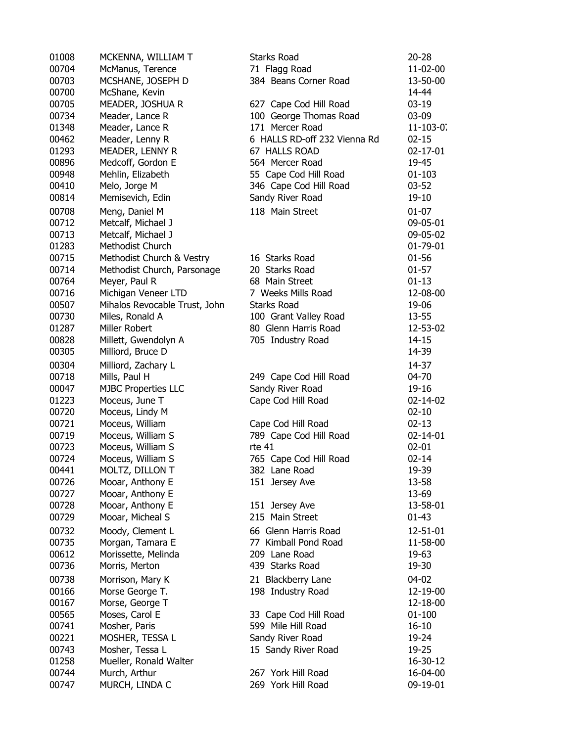| | | | |
|---|---|---|---|
| 01008 | MCKENNA, WILLIAM T | Starks Road | 20-28 |
| 00704 | McManus, Terence | 71 Flagg Road | 11-02-00 |
| 00703 | MCSHANE, JOSEPH D | 384 Beans Corner Road | 13-50-00 |
| 00700 | McShane, Kevin | | 14-44 |
| 00705 | MEADER, JOSHUA R | 627 Cape Cod Hill Road | 03-19 |
| 00734 | Meader, Lance R | 100 George Thomas Road | 03-09 |
| 01348 | Meader, Lance R | 171 Mercer Road | 11-103-0 |
| 00462 | Meader, Lenny R | 6 HALLS RD-off 232 Vienna Rd | 02-15 |
| 01293 | MEADER, LENNY R | 67 HALLS ROAD | 02-17-01 |
| 00896 | Medcoff, Gordon E | 564 Mercer Road | 19-45 |
| 00948 | Mehlin, Elizabeth | 55 Cape Cod Hill Road | 01-103 |
| 00410 | Melo, Jorge M | 346 Cape Cod Hill Road | 03-52 |
| 00814 | Memisevich, Edin | Sandy River Road | 19-10 |
| 00708 | Meng, Daniel M | 118 Main Street | 01-07 |
| 00712 | Metcalf, Michael J | | 09-05-01 |
| 00713 | Metcalf, Michael J | | 09-05-02 |
| 01283 | Methodist Church | | 01-79-01 |
| 00715 | Methodist Church & Vestry | 16 Starks Road | 01-56 |
| 00714 | Methodist Church, Parsonage | 20 Starks Road | 01-57 |
| 00764 | Meyer, Paul R | 68 Main Street | 01-13 |
| 00716 | Michigan Veneer LTD | 7 Weeks Mills Road | 12-08-00 |
| 00507 | Mihalos Revocable Trust, John | Starks Road | 19-06 |
| 00730 | Miles, Ronald A | 100 Grant Valley Road | 13-55 |
| 01287 | Miller Robert | 80 Glenn Harris Road | 12-53-02 |
| 00828 | Millett, Gwendolyn A | 705 Industry Road | 14-15 |
| 00305 | Milliord, Bruce D | | 14-39 |
| 00304 | Milliord, Zachary L | | 14-37 |
| 00718 | Mills, Paul H | 249 Cape Cod Hill Road | 04-70 |
| 00047 | MJBC Properties LLC | Sandy River Road | 19-16 |
| 01223 | Moceus, June T | Cape Cod Hill Road | 02-14-02 |
| 00720 | Moceus, Lindy M | | 02-10 |
| 00721 | Moceus, William | Cape Cod Hill Road | 02-13 |
| 00719 | Moceus, William S | 789 Cape Cod Hill Road | 02-14-01 |
| 00723 | Moceus, William S | rte 41 | 02-01 |
| 00724 | Moceus, William S | 765 Cape Cod Hill Road | 02-14 |
| 00441 | MOLTZ, DILLON T | 382 Lane Road | 19-39 |
| 00726 | Mooar, Anthony E | 151 Jersey Ave | 13-58 |
| 00727 | Mooar, Anthony E | | 13-69 |
| 00728 | Mooar, Anthony E | 151 Jersey Ave | 13-58-01 |
| 00729 | Mooar, Micheal S | 215 Main Street | 01-43 |
| 00732 | Moody, Clement L | 66 Glenn Harris Road | 12-51-01 |
| 00735 | Morgan, Tamara E | 77 Kimball Pond Road | 11-58-00 |
| 00612 | Morissette, Melinda | 209 Lane Road | 19-63 |
| 00736 | Morris, Merton | 439 Starks Road | 19-30 |
| 00738 | Morrison, Mary K | 21 Blackberry Lane | 04-02 |
| 00166 | Morse George T. | 198 Industry Road | 12-19-00 |
| 00167 | Morse, George T | | 12-18-00 |
| 00565 | Moses, Carol E | 33 Cape Cod Hill Road | 01-100 |
| 00741 | Mosher, Paris | 599 Mile Hill Road | 16-10 |
| 00221 | MOSHER, TESSA L | Sandy River Road | 19-24 |
| 00743 | Mosher, Tessa L | 15 Sandy River Road | 19-25 |
| 01258 | Mueller, Ronald Walter | | 16-30-12 |
| 00744 | Murch, Arthur | 267 York Hill Road | 16-04-00 |
| 00747 | MURCH, LINDA C | 269 York Hill Road | 09-19-01 |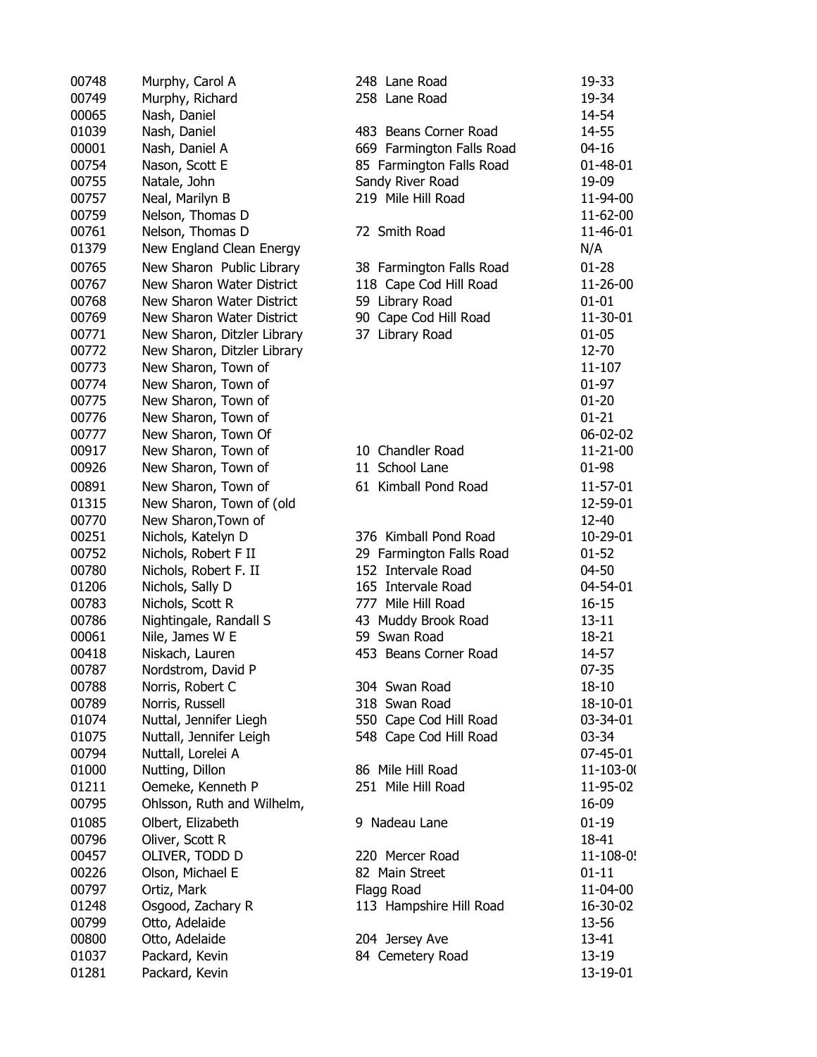| | | | |
|---|---|---|---|
| 00748 | Murphy, Carol A | 248 Lane Road | 19-33 |
| 00749 | Murphy, Richard | 258 Lane Road | 19-34 |
| 00065 | Nash, Daniel | | 14-54 |
| 01039 | Nash, Daniel | 483 Beans Corner Road | 14-55 |
| 00001 | Nash, Daniel A | 669 Farmington Falls Road | 04-16 |
| 00754 | Nason, Scott E | 85 Farmington Falls Road | 01-48-01 |
| 00755 | Natale, John | Sandy River Road | 19-09 |
| 00757 | Neal, Marilyn B | 219 Mile Hill Road | 11-94-00 |
| 00759 | Nelson, Thomas D | | 11-62-00 |
| 00761 | Nelson, Thomas D | 72 Smith Road | 11-46-01 |
| 01379 | New England Clean Energy | | N/A |
| 00765 | New Sharon Public Library | 38 Farmington Falls Road | 01-28 |
| 00767 | New Sharon Water District | 118 Cape Cod Hill Road | 11-26-00 |
| 00768 | New Sharon Water District | 59 Library Road | 01-01 |
| 00769 | New Sharon Water District | 90 Cape Cod Hill Road | 11-30-01 |
| 00771 | New Sharon, Ditzler Library | 37 Library Road | 01-05 |
| 00772 | New Sharon, Ditzler Library | | 12-70 |
| 00773 | New Sharon, Town of | | 11-107 |
| 00774 | New Sharon, Town of | | 01-97 |
| 00775 | New Sharon, Town of | | 01-20 |
| 00776 | New Sharon, Town of | | 01-21 |
| 00777 | New Sharon, Town Of | | 06-02-02 |
| 00917 | New Sharon, Town of | 10 Chandler Road | 11-21-00 |
| 00926 | New Sharon, Town of | 11 School Lane | 01-98 |
| 00891 | New Sharon, Town of | 61 Kimball Pond Road | 11-57-01 |
| 01315 | New Sharon, Town of (old | | 12-59-01 |
| 00770 | New Sharon,Town of | | 12-40 |
| 00251 | Nichols, Katelyn D | 376 Kimball Pond Road | 10-29-01 |
| 00752 | Nichols, Robert F II | 29 Farmington Falls Road | 01-52 |
| 00780 | Nichols, Robert F. II | 152 Intervale Road | 04-50 |
| 01206 | Nichols, Sally D | 165 Intervale Road | 04-54-01 |
| 00783 | Nichols, Scott R | 777 Mile Hill Road | 16-15 |
| 00786 | Nightingale, Randall S | 43 Muddy Brook Road | 13-11 |
| 00061 | Nile, James W E | 59 Swan Road | 18-21 |
| 00418 | Niskach, Lauren | 453 Beans Corner Road | 14-57 |
| 00787 | Nordstrom, David P | | 07-35 |
| 00788 | Norris, Robert C | 304 Swan Road | 18-10 |
| 00789 | Norris, Russell | 318 Swan Road | 18-10-01 |
| 01074 | Nuttal, Jennifer Liegh | 550 Cape Cod Hill Road | 03-34-01 |
| 01075 | Nuttall, Jennifer Leigh | 548 Cape Cod Hill Road | 03-34 |
| 00794 | Nuttall, Lorelei A | | 07-45-01 |
| 01000 | Nutting, Dillon | 86 Mile Hill Road | 11-103-0( |
| 01211 | Oemeke, Kenneth P | 251 Mile Hill Road | 11-95-02 |
| 00795 | Ohlsson, Ruth and Wilhelm, | | 16-09 |
| 01085 | Olbert, Elizabeth | 9 Nadeau Lane | 01-19 |
| 00796 | Oliver, Scott R | | 18-41 |
| 00457 | OLIVER, TODD D | 220 Mercer Road | 11-108-0! |
| 00226 | Olson, Michael E | 82 Main Street | 01-11 |
| 00797 | Ortiz, Mark | Flagg Road | 11-04-00 |
| 01248 | Osgood, Zachary R | 113 Hampshire Hill Road | 16-30-02 |
| 00799 | Otto, Adelaide | | 13-56 |
| 00800 | Otto, Adelaide | 204 Jersey Ave | 13-41 |
| 01037 | Packard, Kevin | 84 Cemetery Road | 13-19 |
| 01281 | Packard, Kevin | | 13-19-01 |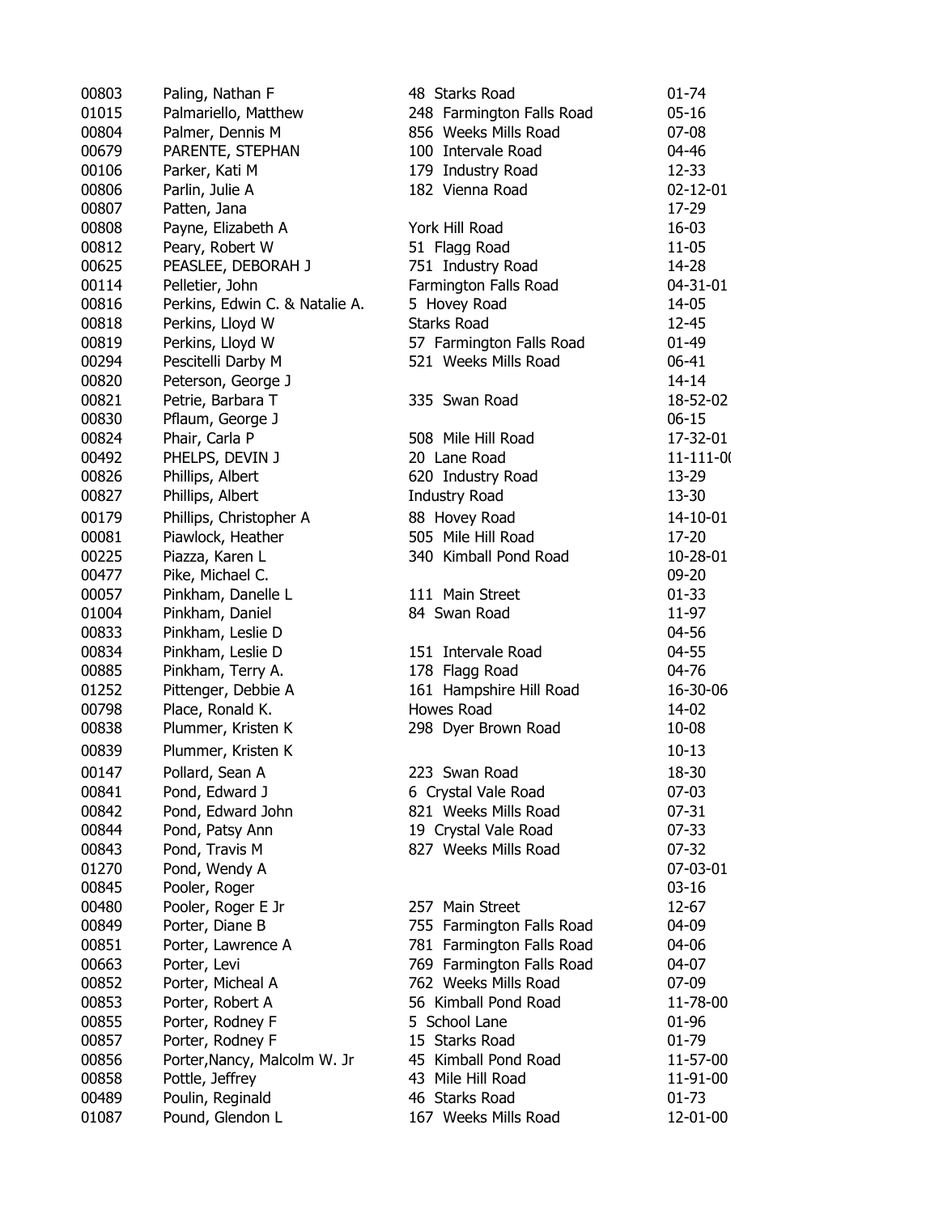| | | | |
|---|---|---|---|
| 00803 | Paling, Nathan F | 48 Starks Road | 01-74 |
| 01015 | Palmariello, Matthew | 248 Farmington Falls Road | 05-16 |
| 00804 | Palmer, Dennis M | 856 Weeks Mills Road | 07-08 |
| 00679 | PARENTE, STEPHAN | 100 Intervale Road | 04-46 |
| 00106 | Parker, Kati M | 179 Industry Road | 12-33 |
| 00806 | Parlin, Julie A | 182 Vienna Road | 02-12-01 |
| 00807 | Patten, Jana | | 17-29 |
| 00808 | Payne, Elizabeth A | York Hill Road | 16-03 |
| 00812 | Peary, Robert W | 51 Flagg Road | 11-05 |
| 00625 | PEASLEE, DEBORAH J | 751 Industry Road | 14-28 |
| 00114 | Pelletier, John | Farmington Falls Road | 04-31-01 |
| 00816 | Perkins, Edwin C. & Natalie A. | 5 Hovey Road | 14-05 |
| 00818 | Perkins, Lloyd W | Starks Road | 12-45 |
| 00819 | Perkins, Lloyd W | 57 Farmington Falls Road | 01-49 |
| 00294 | Pescitelli Darby M | 521 Weeks Mills Road | 06-41 |
| 00820 | Peterson, George J | | 14-14 |
| 00821 | Petrie, Barbara T | 335 Swan Road | 18-52-02 |
| 00830 | Pflaum, George J | | 06-15 |
| 00824 | Phair, Carla P | 508 Mile Hill Road | 17-32-01 |
| 00492 | PHELPS, DEVIN J | 20 Lane Road | 11-111-0( |
| 00826 | Phillips, Albert | 620 Industry Road | 13-29 |
| 00827 | Phillips, Albert | Industry Road | 13-30 |
| 00179 | Phillips, Christopher A | 88 Hovey Road | 14-10-01 |
| 00081 | Piawlock, Heather | 505 Mile Hill Road | 17-20 |
| 00225 | Piazza, Karen L | 340 Kimball Pond Road | 10-28-01 |
| 00477 | Pike, Michael C. | | 09-20 |
| 00057 | Pinkham, Danelle L | 111 Main Street | 01-33 |
| 01004 | Pinkham, Daniel | 84 Swan Road | 11-97 |
| 00833 | Pinkham, Leslie D | | 04-56 |
| 00834 | Pinkham, Leslie D | 151 Intervale Road | 04-55 |
| 00885 | Pinkham, Terry A. | 178 Flagg Road | 04-76 |
| 01252 | Pittenger, Debbie A | 161 Hampshire Hill Road | 16-30-06 |
| 00798 | Place, Ronald K. | Howes Road | 14-02 |
| 00838 | Plummer, Kristen K | 298 Dyer Brown Road | 10-08 |
| 00839 | Plummer, Kristen K | | 10-13 |
| 00147 | Pollard, Sean A | 223 Swan Road | 18-30 |
| 00841 | Pond, Edward J | 6 Crystal Vale Road | 07-03 |
| 00842 | Pond, Edward John | 821 Weeks Mills Road | 07-31 |
| 00844 | Pond, Patsy Ann | 19 Crystal Vale Road | 07-33 |
| 00843 | Pond, Travis M | 827 Weeks Mills Road | 07-32 |
| 01270 | Pond, Wendy A | | 07-03-01 |
| 00845 | Pooler, Roger | | 03-16 |
| 00480 | Pooler, Roger E Jr | 257 Main Street | 12-67 |
| 00849 | Porter, Diane B | 755 Farmington Falls Road | 04-09 |
| 00851 | Porter, Lawrence A | 781 Farmington Falls Road | 04-06 |
| 00663 | Porter, Levi | 769 Farmington Falls Road | 04-07 |
| 00852 | Porter, Micheal A | 762 Weeks Mills Road | 07-09 |
| 00853 | Porter, Robert A | 56 Kimball Pond Road | 11-78-00 |
| 00855 | Porter, Rodney F | 5 School Lane | 01-96 |
| 00857 | Porter, Rodney F | 15 Starks Road | 01-79 |
| 00856 | Porter,Nancy, Malcolm W. Jr | 45 Kimball Pond Road | 11-57-00 |
| 00858 | Pottle, Jeffrey | 43 Mile Hill Road | 11-91-00 |
| 00489 | Poulin, Reginald | 46 Starks Road | 01-73 |
| 01087 | Pound, Glendon L | 167 Weeks Mills Road | 12-01-00 |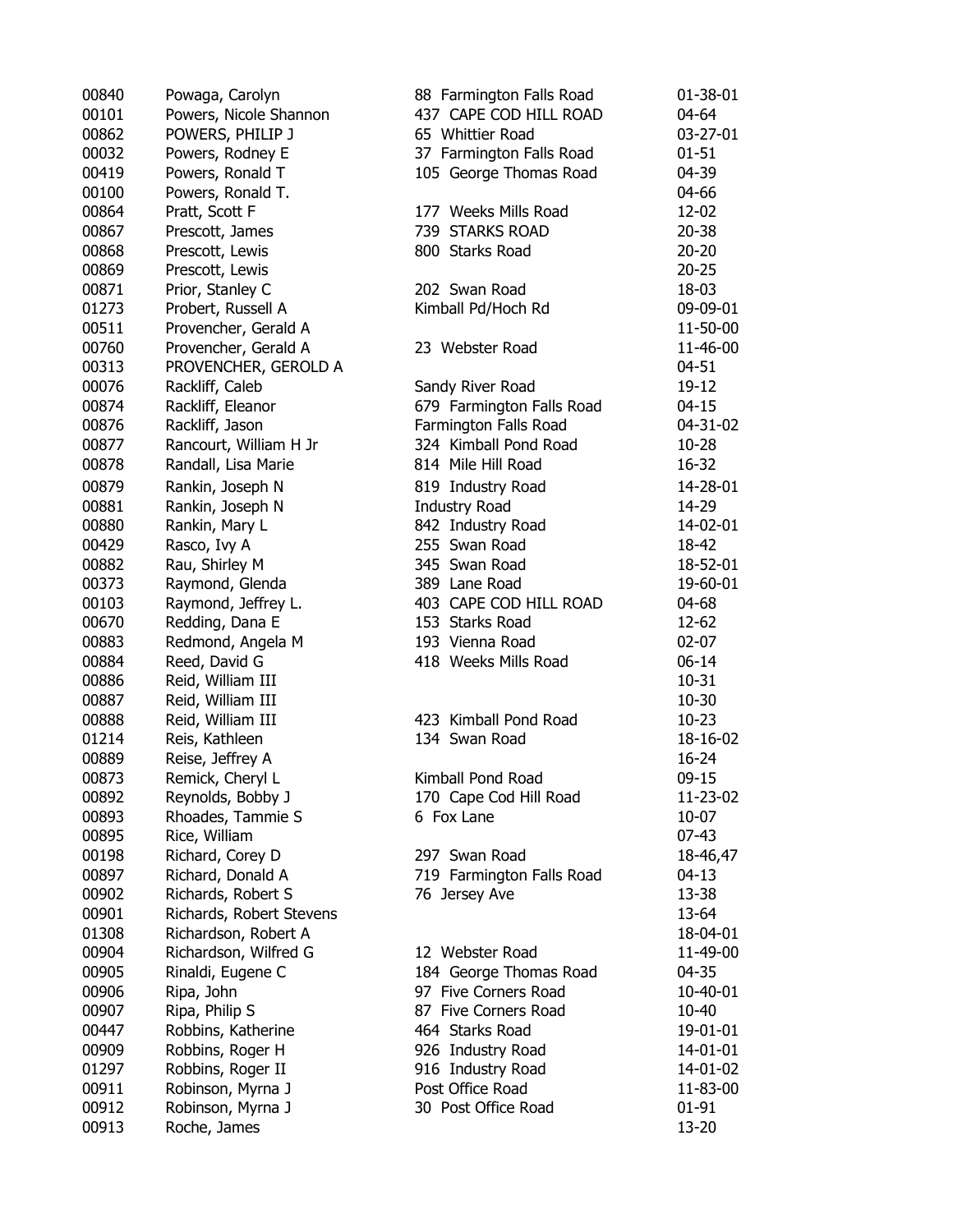| | | | |
|---|---|---|---|
| 00840 | Powaga, Carolyn | 88 Farmington Falls Road | 01-38-01 |
| 00101 | Powers, Nicole Shannon | 437 CAPE COD HILL ROAD | 04-64 |
| 00862 | POWERS, PHILIP J | 65 Whittier Road | 03-27-01 |
| 00032 | Powers, Rodney E | 37 Farmington Falls Road | 01-51 |
| 00419 | Powers, Ronald T | 105 George Thomas Road | 04-39 |
| 00100 | Powers, Ronald T. | | 04-66 |
| 00864 | Pratt, Scott F | 177 Weeks Mills Road | 12-02 |
| 00867 | Prescott, James | 739 STARKS ROAD | 20-38 |
| 00868 | Prescott, Lewis | 800 Starks Road | 20-20 |
| 00869 | Prescott, Lewis | | 20-25 |
| 00871 | Prior, Stanley C | 202 Swan Road | 18-03 |
| 01273 | Probert, Russell A | Kimball Pd/Hoch Rd | 09-09-01 |
| 00511 | Provencher, Gerald A | | 11-50-00 |
| 00760 | Provencher, Gerald A | 23 Webster Road | 11-46-00 |
| 00313 | PROVENCHER, GEROLD A | | 04-51 |
| 00076 | Rackliff, Caleb | Sandy River Road | 19-12 |
| 00874 | Rackliff, Eleanor | 679 Farmington Falls Road | 04-15 |
| 00876 | Rackliff, Jason | Farmington Falls Road | 04-31-02 |
| 00877 | Rancourt, William H Jr | 324 Kimball Pond Road | 10-28 |
| 00878 | Randall, Lisa Marie | 814 Mile Hill Road | 16-32 |
| 00879 | Rankin, Joseph N | 819 Industry Road | 14-28-01 |
| 00881 | Rankin, Joseph N | Industry Road | 14-29 |
| 00880 | Rankin, Mary L | 842 Industry Road | 14-02-01 |
| 00429 | Rasco, Ivy A | 255 Swan Road | 18-42 |
| 00882 | Rau, Shirley M | 345 Swan Road | 18-52-01 |
| 00373 | Raymond, Glenda | 389 Lane Road | 19-60-01 |
| 00103 | Raymond, Jeffrey L. | 403 CAPE COD HILL ROAD | 04-68 |
| 00670 | Redding, Dana E | 153 Starks Road | 12-62 |
| 00883 | Redmond, Angela M | 193 Vienna Road | 02-07 |
| 00884 | Reed, David G | 418 Weeks Mills Road | 06-14 |
| 00886 | Reid, William III | | 10-31 |
| 00887 | Reid, William III | | 10-30 |
| 00888 | Reid, William III | 423 Kimball Pond Road | 10-23 |
| 01214 | Reis, Kathleen | 134 Swan Road | 18-16-02 |
| 00889 | Reise, Jeffrey A | | 16-24 |
| 00873 | Remick, Cheryl L | Kimball Pond Road | 09-15 |
| 00892 | Reynolds, Bobby J | 170 Cape Cod Hill Road | 11-23-02 |
| 00893 | Rhoades, Tammie S | 6 Fox Lane | 10-07 |
| 00895 | Rice, William | | 07-43 |
| 00198 | Richard, Corey D | 297 Swan Road | 18-46,47 |
| 00897 | Richard, Donald A | 719 Farmington Falls Road | 04-13 |
| 00902 | Richards, Robert S | 76 Jersey Ave | 13-38 |
| 00901 | Richards, Robert Stevens | | 13-64 |
| 01308 | Richardson, Robert A | | 18-04-01 |
| 00904 | Richardson, Wilfred G | 12 Webster Road | 11-49-00 |
| 00905 | Rinaldi, Eugene C | 184 George Thomas Road | 04-35 |
| 00906 | Ripa, John | 97 Five Corners Road | 10-40-01 |
| 00907 | Ripa, Philip S | 87 Five Corners Road | 10-40 |
| 00447 | Robbins, Katherine | 464 Starks Road | 19-01-01 |
| 00909 | Robbins, Roger H | 926 Industry Road | 14-01-01 |
| 01297 | Robbins, Roger II | 916 Industry Road | 14-01-02 |
| 00911 | Robinson, Myrna J | Post Office Road | 11-83-00 |
| 00912 | Robinson, Myrna J | 30 Post Office Road | 01-91 |
| 00913 | Roche, James | | 13-20 |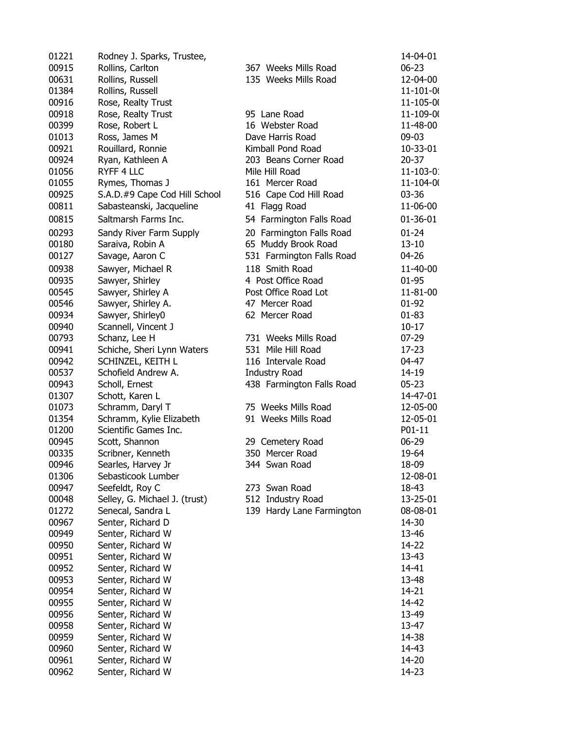| | | | |
|---|---|---|---|
| 01221 | Rodney J. Sparks, Trustee, | | 14-04-01 |
| 00915 | Rollins, Carlton | 367 Weeks Mills Road | 06-23 |
| 00631 | Rollins, Russell | 135 Weeks Mills Road | 12-04-00 |
| 01384 | Rollins, Russell | | 11-101-0( |
| 00916 | Rose, Realty Trust | | 11-105-0( |
| 00918 | Rose, Realty Trust | 95 Lane Road | 11-109-0( |
| 00399 | Rose, Robert L | 16 Webster Road | 11-48-00 |
| 01013 | Ross, James M | Dave Harris Road | 09-03 |
| 00921 | Rouillard, Ronnie | Kimball Pond Road | 10-33-01 |
| 00924 | Ryan, Kathleen A | 203 Beans Corner Road | 20-37 |
| 01056 | RYFF 4 LLC | Mile Hill Road | 11-103-0: |
| 01055 | Rymes, Thomas J | 161 Mercer Road | 11-104-0( |
| 00925 | S.A.D.#9 Cape Cod Hill School | 516 Cape Cod Hill Road | 03-36 |
| 00811 | Sabasteanski, Jacqueline | 41 Flagg Road | 11-06-00 |
| 00815 | Saltmarsh Farms Inc. | 54 Farmington Falls Road | 01-36-01 |
| 00293 | Sandy River Farm Supply | 20 Farmington Falls Road | 01-24 |
| 00180 | Saraiva, Robin A | 65 Muddy Brook Road | 13-10 |
| 00127 | Savage, Aaron C | 531 Farmington Falls Road | 04-26 |
| 00938 | Sawyer, Michael R | 118 Smith Road | 11-40-00 |
| 00935 | Sawyer, Shirley | 4 Post Office Road | 01-95 |
| 00545 | Sawyer, Shirley A | Post Office Road Lot | 11-81-00 |
| 00546 | Sawyer, Shirley A. | 47 Mercer Road | 01-92 |
| 00934 | Sawyer, Shirley0 | 62 Mercer Road | 01-83 |
| 00940 | Scannell, Vincent J | | 10-17 |
| 00793 | Schanz, Lee H | 731 Weeks Mills Road | 07-29 |
| 00941 | Schiche, Sheri Lynn Waters | 531 Mile Hill Road | 17-23 |
| 00942 | SCHINZEL, KEITH L | 116 Intervale Road | 04-47 |
| 00537 | Schofield Andrew A. | Industry Road | 14-19 |
| 00943 | Scholl, Ernest | 438 Farmington Falls Road | 05-23 |
| 01307 | Schott, Karen L | | 14-47-01 |
| 01073 | Schramm, Daryl T | 75 Weeks Mills Road | 12-05-00 |
| 01354 | Schramm, Kylie Elizabeth | 91 Weeks Mills Road | 12-05-01 |
| 01200 | Scientific Games Inc. | | P01-11 |
| 00945 | Scott, Shannon | 29 Cemetery Road | 06-29 |
| 00335 | Scribner, Kenneth | 350 Mercer Road | 19-64 |
| 00946 | Searles, Harvey Jr | 344 Swan Road | 18-09 |
| 01306 | Sebasticook Lumber | | 12-08-01 |
| 00947 | Seefeldt, Roy C | 273 Swan Road | 18-43 |
| 00048 | Selley, G. Michael J. (trust) | 512 Industry Road | 13-25-01 |
| 01272 | Senecal, Sandra L | 139 Hardy Lane Farmington | 08-08-01 |
| 00967 | Senter, Richard D | | 14-30 |
| 00949 | Senter, Richard W | | 13-46 |
| 00950 | Senter, Richard W | | 14-22 |
| 00951 | Senter, Richard W | | 13-43 |
| 00952 | Senter, Richard W | | 14-41 |
| 00953 | Senter, Richard W | | 13-48 |
| 00954 | Senter, Richard W | | 14-21 |
| 00955 | Senter, Richard W | | 14-42 |
| 00956 | Senter, Richard W | | 13-49 |
| 00958 | Senter, Richard W | | 13-47 |
| 00959 | Senter, Richard W | | 14-38 |
| 00960 | Senter, Richard W | | 14-43 |
| 00961 | Senter, Richard W | | 14-20 |
| 00962 | Senter, Richard W | | 14-23 |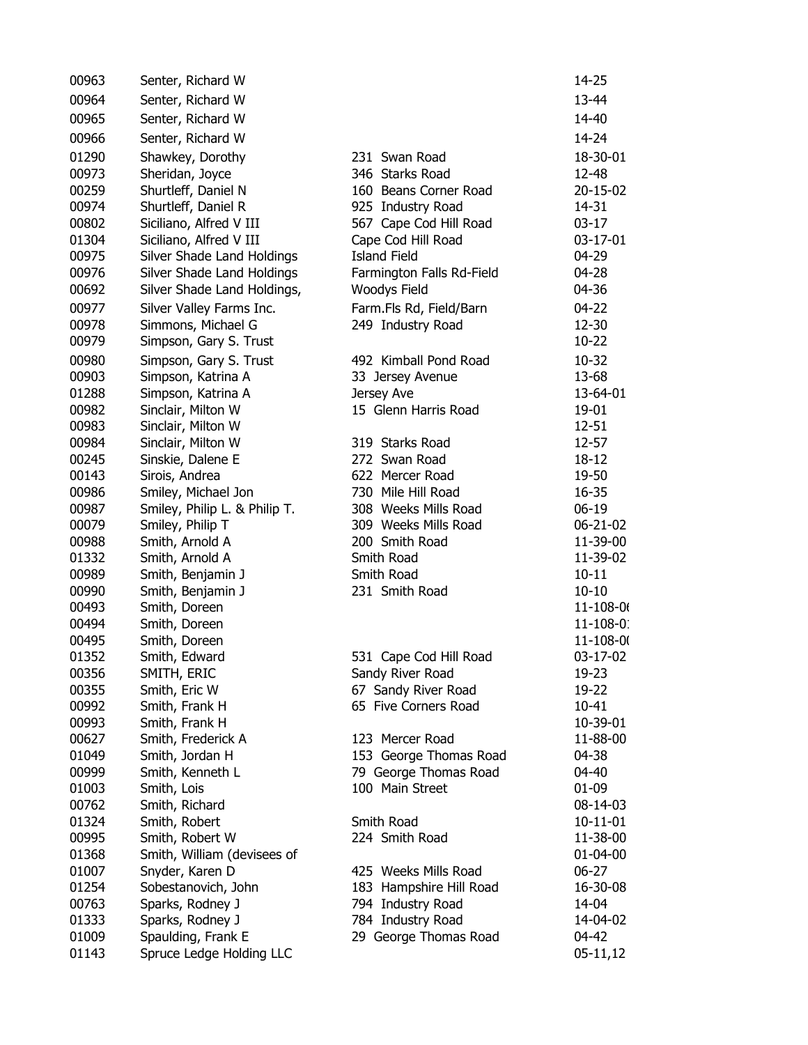| | | | |
|---|---|---|---|
| 00963 | Senter, Richard W | | 14-25 |
| 00964 | Senter, Richard W | | 13-44 |
| 00965 | Senter, Richard W | | 14-40 |
| 00966 | Senter, Richard W | | 14-24 |
| 01290 | Shawkey, Dorothy | 231 Swan Road | 18-30-01 |
| 00973 | Sheridan, Joyce | 346 Starks Road | 12-48 |
| 00259 | Shurtleff, Daniel N | 160 Beans Corner Road | 20-15-02 |
| 00974 | Shurtleff, Daniel R | 925 Industry Road | 14-31 |
| 00802 | Siciliano, Alfred V III | 567 Cape Cod Hill Road | 03-17 |
| 01304 | Siciliano, Alfred V III | Cape Cod Hill Road | 03-17-01 |
| 00975 | Silver Shade Land Holdings | Island Field | 04-29 |
| 00976 | Silver Shade Land Holdings | Farmington Falls Rd-Field | 04-28 |
| 00692 | Silver Shade Land Holdings, | Woodys Field | 04-36 |
| 00977 | Silver Valley Farms Inc. | Farm.Fls Rd, Field/Barn | 04-22 |
| 00978 | Simmons, Michael G | 249 Industry Road | 12-30 |
| 00979 | Simpson, Gary S. Trust | | 10-22 |
| 00980 | Simpson, Gary S. Trust | 492 Kimball Pond Road | 10-32 |
| 00903 | Simpson, Katrina A | 33 Jersey Avenue | 13-68 |
| 01288 | Simpson, Katrina A | Jersey Ave | 13-64-01 |
| 00982 | Sinclair, Milton W | 15 Glenn Harris Road | 19-01 |
| 00983 | Sinclair, Milton W | | 12-51 |
| 00984 | Sinclair, Milton W | 319 Starks Road | 12-57 |
| 00245 | Sinskie, Dalene E | 272 Swan Road | 18-12 |
| 00143 | Sirois, Andrea | 622 Mercer Road | 19-50 |
| 00986 | Smiley, Michael Jon | 730 Mile Hill Road | 16-35 |
| 00987 | Smiley, Philip L. & Philip T. | 308 Weeks Mills Road | 06-19 |
| 00079 | Smiley, Philip T | 309 Weeks Mills Road | 06-21-02 |
| 00988 | Smith, Arnold A | 200 Smith Road | 11-39-00 |
| 01332 | Smith, Arnold A | Smith Road | 11-39-02 |
| 00989 | Smith, Benjamin J | Smith Road | 10-11 |
| 00990 | Smith, Benjamin J | 231 Smith Road | 10-10 |
| 00493 | Smith, Doreen | | 11-108-0 |
| 00494 | Smith, Doreen | | 11-108-0 |
| 00495 | Smith, Doreen | | 11-108-0 |
| 01352 | Smith, Edward | 531 Cape Cod Hill Road | 03-17-02 |
| 00356 | SMITH, ERIC | Sandy River Road | 19-23 |
| 00355 | Smith, Eric W | 67 Sandy River Road | 19-22 |
| 00992 | Smith, Frank H | 65 Five Corners Road | 10-41 |
| 00993 | Smith, Frank H | | 10-39-01 |
| 00627 | Smith, Frederick A | 123 Mercer Road | 11-88-00 |
| 01049 | Smith, Jordan H | 153 George Thomas Road | 04-38 |
| 00999 | Smith, Kenneth L | 79 George Thomas Road | 04-40 |
| 01003 | Smith, Lois | 100 Main Street | 01-09 |
| 00762 | Smith, Richard | | 08-14-03 |
| 01324 | Smith, Robert | Smith Road | 10-11-01 |
| 00995 | Smith, Robert W | 224 Smith Road | 11-38-00 |
| 01368 | Smith, William (devisees of | | 01-04-00 |
| 01007 | Snyder, Karen D | 425 Weeks Mills Road | 06-27 |
| 01254 | Sobestanovich, John | 183 Hampshire Hill Road | 16-30-08 |
| 00763 | Sparks, Rodney J | 794 Industry Road | 14-04 |
| 01333 | Sparks, Rodney J | 784 Industry Road | 14-04-02 |
| 01009 | Spaulding, Frank E | 29 George Thomas Road | 04-42 |
| 01143 | Spruce Ledge Holding LLC | | 05-11,12 |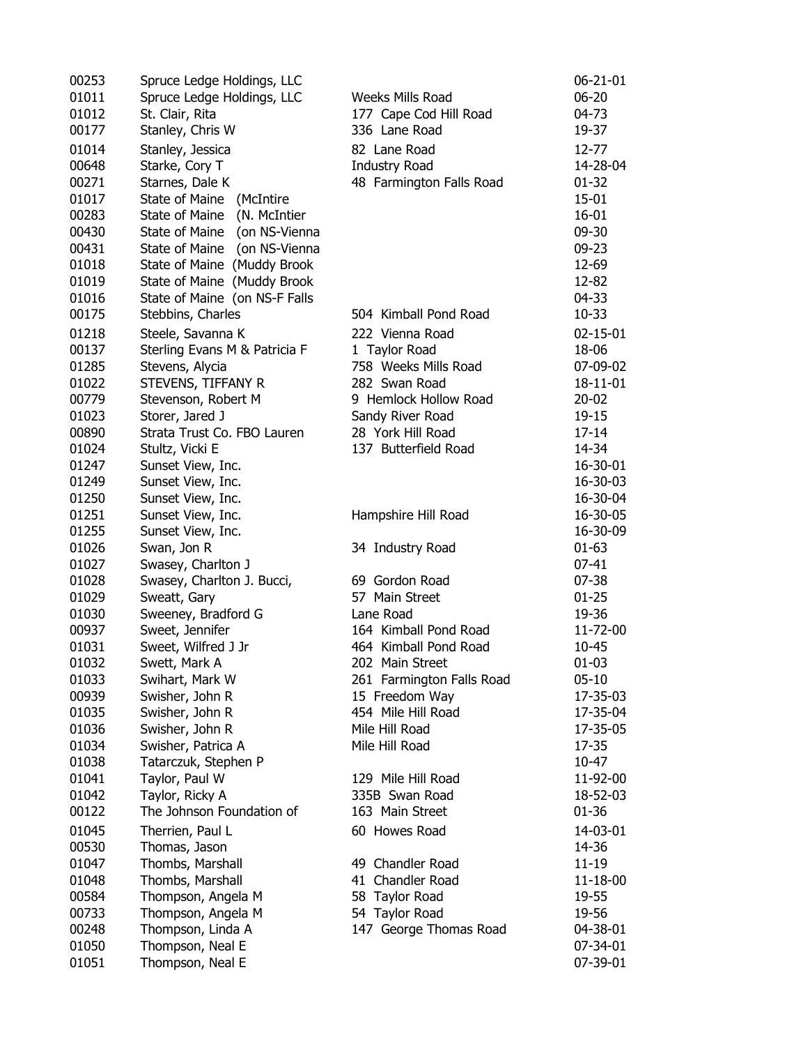| | | | |
|---|---|---|---|
| 00253 | Spruce Ledge Holdings, LLC | | 06-21-01 |
| 01011 | Spruce Ledge Holdings, LLC | Weeks Mills Road | 06-20 |
| 01012 | St. Clair, Rita | 177 Cape Cod Hill Road | 04-73 |
| 00177 | Stanley, Chris W | 336 Lane Road | 19-37 |
| 01014 | Stanley, Jessica | 82 Lane Road | 12-77 |
| 00648 | Starke, Cory T | Industry Road | 14-28-04 |
| 00271 | Starnes, Dale K | 48 Farmington Falls Road | 01-32 |
| 01017 | State of Maine (McIntire | | 15-01 |
| 00283 | State of Maine (N. McIntier | | 16-01 |
| 00430 | State of Maine (on NS-Vienna | | 09-30 |
| 00431 | State of Maine (on NS-Vienna | | 09-23 |
| 01018 | State of Maine (Muddy Brook | | 12-69 |
| 01019 | State of Maine (Muddy Brook | | 12-82 |
| 01016 | State of Maine (on NS-F Falls | | 04-33 |
| 00175 | Stebbins, Charles | 504 Kimball Pond Road | 10-33 |
| 01218 | Steele, Savanna K | 222 Vienna Road | 02-15-01 |
| 00137 | Sterling Evans M & Patricia F | 1 Taylor Road | 18-06 |
| 01285 | Stevens, Alycia | 758 Weeks Mills Road | 07-09-02 |
| 01022 | STEVENS, TIFFANY R | 282 Swan Road | 18-11-01 |
| 00779 | Stevenson, Robert M | 9 Hemlock Hollow Road | 20-02 |
| 01023 | Storer, Jared J | Sandy River Road | 19-15 |
| 00890 | Strata Trust Co. FBO Lauren | 28 York Hill Road | 17-14 |
| 01024 | Stultz, Vicki E | 137 Butterfield Road | 14-34 |
| 01247 | Sunset View, Inc. | | 16-30-01 |
| 01249 | Sunset View, Inc. | | 16-30-03 |
| 01250 | Sunset View, Inc. | | 16-30-04 |
| 01251 | Sunset View, Inc. | Hampshire Hill Road | 16-30-05 |
| 01255 | Sunset View, Inc. | | 16-30-09 |
| 01026 | Swan, Jon R | 34 Industry Road | 01-63 |
| 01027 | Swasey, Charlton J | | 07-41 |
| 01028 | Swasey, Charlton J. Bucci, | 69 Gordon Road | 07-38 |
| 01029 | Sweatt, Gary | 57 Main Street | 01-25 |
| 01030 | Sweeney, Bradford G | Lane Road | 19-36 |
| 00937 | Sweet, Jennifer | 164 Kimball Pond Road | 11-72-00 |
| 01031 | Sweet, Wilfred J Jr | 464 Kimball Pond Road | 10-45 |
| 01032 | Swett, Mark A | 202 Main Street | 01-03 |
| 01033 | Swihart, Mark W | 261 Farmington Falls Road | 05-10 |
| 00939 | Swisher, John R | 15 Freedom Way | 17-35-03 |
| 01035 | Swisher, John R | 454 Mile Hill Road | 17-35-04 |
| 01036 | Swisher, John R | Mile Hill Road | 17-35-05 |
| 01034 | Swisher, Patrica A | Mile Hill Road | 17-35 |
| 01038 | Tatarczuk, Stephen P | | 10-47 |
| 01041 | Taylor, Paul W | 129 Mile Hill Road | 11-92-00 |
| 01042 | Taylor, Ricky A | 335B Swan Road | 18-52-03 |
| 00122 | The Johnson Foundation of | 163 Main Street | 01-36 |
| 01045 | Therrien, Paul L | 60 Howes Road | 14-03-01 |
| 00530 | Thomas, Jason | | 14-36 |
| 01047 | Thombs, Marshall | 49 Chandler Road | 11-19 |
| 01048 | Thombs, Marshall | 41 Chandler Road | 11-18-00 |
| 00584 | Thompson, Angela M | 58 Taylor Road | 19-55 |
| 00733 | Thompson, Angela M | 54 Taylor Road | 19-56 |
| 00248 | Thompson, Linda A | 147 George Thomas Road | 04-38-01 |
| 01050 | Thompson, Neal E | | 07-34-01 |
| 01051 | Thompson, Neal E | | 07-39-01 |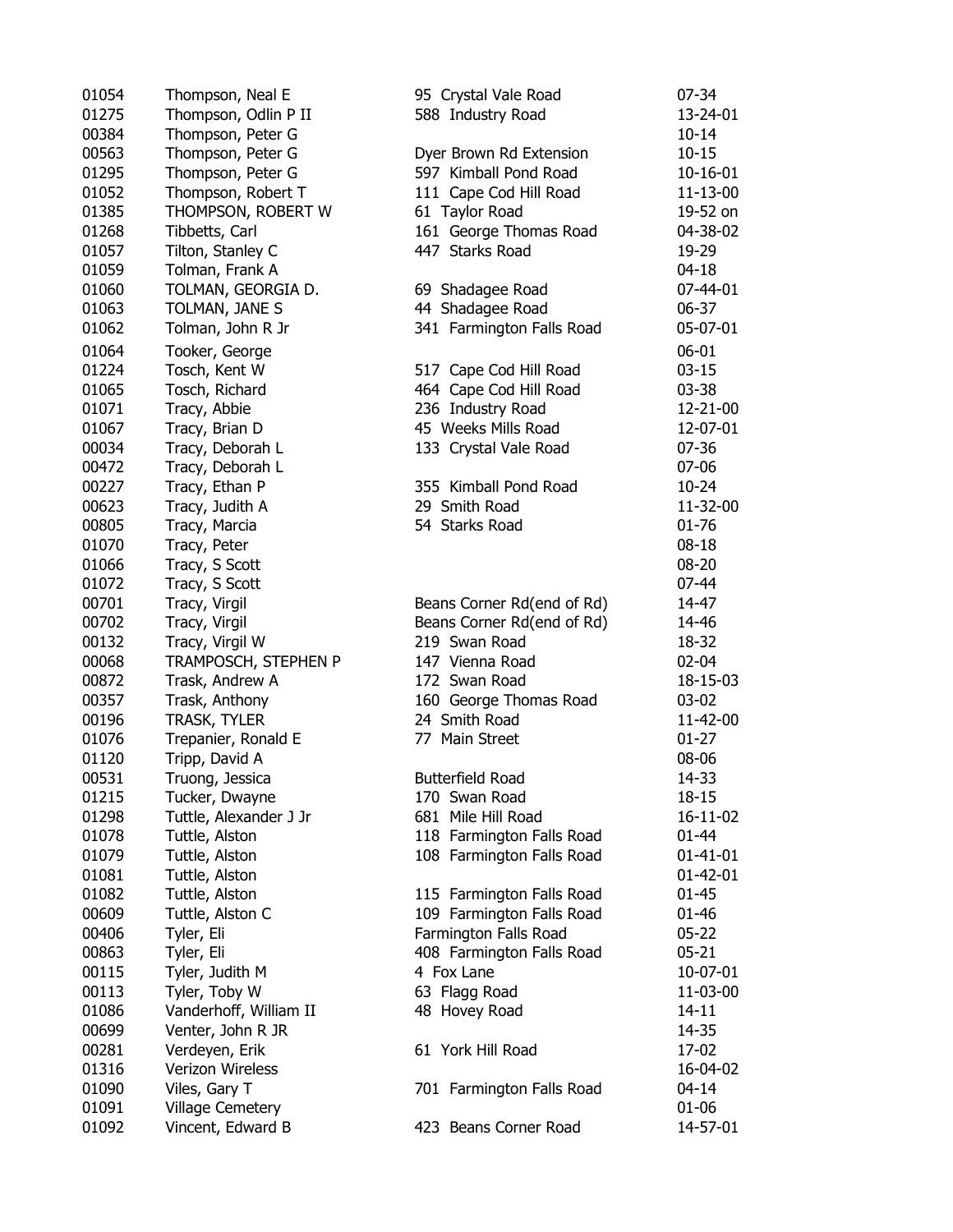| | | | |
|---|---|---|---|
| 01054 | Thompson, Neal E | 95 Crystal Vale Road | 07-34 |
| 01275 | Thompson, Odlin P II | 588 Industry Road | 13-24-01 |
| 00384 | Thompson, Peter G | | 10-14 |
| 00563 | Thompson, Peter G | Dyer Brown Rd Extension | 10-15 |
| 01295 | Thompson, Peter G | 597 Kimball Pond Road | 10-16-01 |
| 01052 | Thompson, Robert T | 111 Cape Cod Hill Road | 11-13-00 |
| 01385 | THOMPSON, ROBERT W | 61 Taylor Road | 19-52 on |
| 01268 | Tibbetts, Carl | 161 George Thomas Road | 04-38-02 |
| 01057 | Tilton, Stanley C | 447 Starks Road | 19-29 |
| 01059 | Tolman, Frank A | | 04-18 |
| 01060 | TOLMAN, GEORGIA D. | 69 Shadagee Road | 07-44-01 |
| 01063 | TOLMAN, JANE S | 44 Shadagee Road | 06-37 |
| 01062 | Tolman, John R Jr | 341 Farmington Falls Road | 05-07-01 |
| 01064 | Tooker, George | | 06-01 |
| 01224 | Tosch, Kent W | 517 Cape Cod Hill Road | 03-15 |
| 01065 | Tosch, Richard | 464 Cape Cod Hill Road | 03-38 |
| 01071 | Tracy, Abbie | 236 Industry Road | 12-21-00 |
| 01067 | Tracy, Brian D | 45 Weeks Mills Road | 12-07-01 |
| 00034 | Tracy, Deborah L | 133 Crystal Vale Road | 07-36 |
| 00472 | Tracy, Deborah L | | 07-06 |
| 00227 | Tracy, Ethan P | 355 Kimball Pond Road | 10-24 |
| 00623 | Tracy, Judith A | 29 Smith Road | 11-32-00 |
| 00805 | Tracy, Marcia | 54 Starks Road | 01-76 |
| 01070 | Tracy, Peter | | 08-18 |
| 01066 | Tracy, S Scott | | 08-20 |
| 01072 | Tracy, S Scott | | 07-44 |
| 00701 | Tracy, Virgil | Beans Corner Rd(end of Rd) | 14-47 |
| 00702 | Tracy, Virgil | Beans Corner Rd(end of Rd) | 14-46 |
| 00132 | Tracy, Virgil W | 219 Swan Road | 18-32 |
| 00068 | TRAMPOSCH, STEPHEN P | 147 Vienna Road | 02-04 |
| 00872 | Trask, Andrew A | 172 Swan Road | 18-15-03 |
| 00357 | Trask, Anthony | 160 George Thomas Road | 03-02 |
| 00196 | TRASK, TYLER | 24 Smith Road | 11-42-00 |
| 01076 | Trepanier, Ronald E | 77 Main Street | 01-27 |
| 01120 | Tripp, David A | | 08-06 |
| 00531 | Truong, Jessica | Butterfield Road | 14-33 |
| 01215 | Tucker, Dwayne | 170 Swan Road | 18-15 |
| 01298 | Tuttle, Alexander J Jr | 681 Mile Hill Road | 16-11-02 |
| 01078 | Tuttle, Alston | 118 Farmington Falls Road | 01-44 |
| 01079 | Tuttle, Alston | 108 Farmington Falls Road | 01-41-01 |
| 01081 | Tuttle, Alston | | 01-42-01 |
| 01082 | Tuttle, Alston | 115 Farmington Falls Road | 01-45 |
| 00609 | Tuttle, Alston C | 109 Farmington Falls Road | 01-46 |
| 00406 | Tyler, Eli | Farmington Falls Road | 05-22 |
| 00863 | Tyler, Eli | 408 Farmington Falls Road | 05-21 |
| 00115 | Tyler, Judith M | 4 Fox Lane | 10-07-01 |
| 00113 | Tyler, Toby W | 63 Flagg Road | 11-03-00 |
| 01086 | Vanderhoff, William II | 48 Hovey Road | 14-11 |
| 00699 | Venter, John R JR | | 14-35 |
| 00281 | Verdeyen, Erik | 61 York Hill Road | 17-02 |
| 01316 | Verizon Wireless | | 16-04-02 |
| 01090 | Viles, Gary T | 701 Farmington Falls Road | 04-14 |
| 01091 | Village Cemetery | | 01-06 |
| 01092 | Vincent, Edward B | 423 Beans Corner Road | 14-57-01 |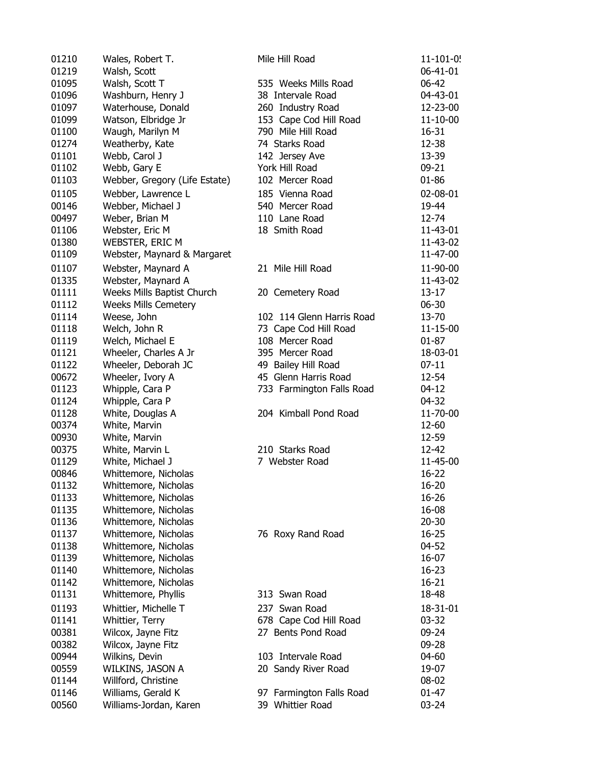| | | | |
|---|---|---|---|
| 01210 | Wales, Robert T. | Mile Hill Road | 11-101-0! |
| 01219 | Walsh, Scott | | 06-41-01 |
| 01095 | Walsh, Scott T | 535 Weeks Mills Road | 06-42 |
| 01096 | Washburn, Henry J | 38 Intervale Road | 04-43-01 |
| 01097 | Waterhouse, Donald | 260 Industry Road | 12-23-00 |
| 01099 | Watson, Elbridge Jr | 153 Cape Cod Hill Road | 11-10-00 |
| 01100 | Waugh, Marilyn M | 790 Mile Hill Road | 16-31 |
| 01274 | Weatherby, Kate | 74 Starks Road | 12-38 |
| 01101 | Webb, Carol J | 142 Jersey Ave | 13-39 |
| 01102 | Webb, Gary E | York Hill Road | 09-21 |
| 01103 | Webber, Gregory (Life Estate) | 102 Mercer Road | 01-86 |
| 01105 | Webber, Lawrence L | 185 Vienna Road | 02-08-01 |
| 00146 | Webber, Michael J | 540 Mercer Road | 19-44 |
| 00497 | Weber, Brian M | 110 Lane Road | 12-74 |
| 01106 | Webster, Eric M | 18 Smith Road | 11-43-01 |
| 01380 | WEBSTER, ERIC M | | 11-43-02 |
| 01109 | Webster, Maynard & Margaret | | 11-47-00 |
| 01107 | Webster, Maynard A | 21 Mile Hill Road | 11-90-00 |
| 01335 | Webster, Maynard A | | 11-43-02 |
| 01111 | Weeks Mills Baptist Church | 20 Cemetery Road | 13-17 |
| 01112 | Weeks Mills Cemetery | | 06-30 |
| 01114 | Weese, John | 102 114 Glenn Harris Road | 13-70 |
| 01118 | Welch, John R | 73 Cape Cod Hill Road | 11-15-00 |
| 01119 | Welch, Michael E | 108 Mercer Road | 01-87 |
| 01121 | Wheeler, Charles A Jr | 395 Mercer Road | 18-03-01 |
| 01122 | Wheeler, Deborah JC | 49 Bailey Hill Road | 07-11 |
| 00672 | Wheeler, Ivory A | 45 Glenn Harris Road | 12-54 |
| 01123 | Whipple, Cara P | 733 Farmington Falls Road | 04-12 |
| 01124 | Whipple, Cara P | | 04-32 |
| 01128 | White, Douglas A | 204 Kimball Pond Road | 11-70-00 |
| 00374 | White, Marvin | | 12-60 |
| 00930 | White, Marvin | | 12-59 |
| 00375 | White, Marvin L | 210 Starks Road | 12-42 |
| 01129 | White, Michael J | 7 Webster Road | 11-45-00 |
| 00846 | Whittemore, Nicholas | | 16-22 |
| 01132 | Whittemore, Nicholas | | 16-20 |
| 01133 | Whittemore, Nicholas | | 16-26 |
| 01135 | Whittemore, Nicholas | | 16-08 |
| 01136 | Whittemore, Nicholas | | 20-30 |
| 01137 | Whittemore, Nicholas | 76 Roxy Rand Road | 16-25 |
| 01138 | Whittemore, Nicholas | | 04-52 |
| 01139 | Whittemore, Nicholas | | 16-07 |
| 01140 | Whittemore, Nicholas | | 16-23 |
| 01142 | Whittemore, Nicholas | | 16-21 |
| 01131 | Whittemore, Phyllis | 313 Swan Road | 18-48 |
| 01193 | Whittier, Michelle T | 237 Swan Road | 18-31-01 |
| 01141 | Whittier, Terry | 678 Cape Cod Hill Road | 03-32 |
| 00381 | Wilcox, Jayne Fitz | 27 Bents Pond Road | 09-24 |
| 00382 | Wilcox, Jayne Fitz | | 09-28 |
| 00944 | Wilkins, Devin | 103 Intervale Road | 04-60 |
| 00559 | WILKINS, JASON A | 20 Sandy River Road | 19-07 |
| 01144 | Willford, Christine | | 08-02 |
| 01146 | Williams, Gerald K | 97 Farmington Falls Road | 01-47 |
| 00560 | Williams-Jordan, Karen | 39 Whittier Road | 03-24 |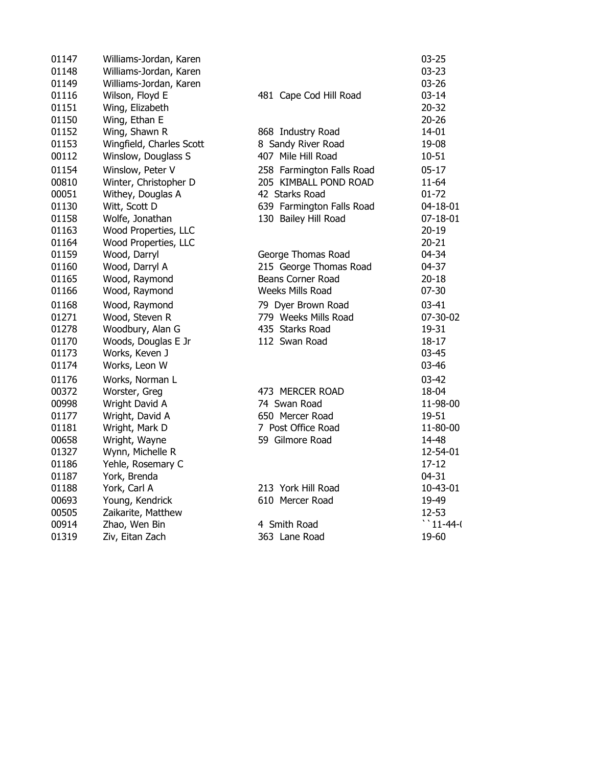| | | | |
|---|---|---|---|
| 01147 | Williams-Jordan, Karen | | 03-25 |
| 01148 | Williams-Jordan, Karen | | 03-23 |
| 01149 | Williams-Jordan, Karen | | 03-26 |
| 01116 | Wilson, Floyd E | 481 Cape Cod Hill Road | 03-14 |
| 01151 | Wing, Elizabeth | | 20-32 |
| 01150 | Wing, Ethan E | | 20-26 |
| 01152 | Wing, Shawn R | 868 Industry Road | 14-01 |
| 01153 | Wingfield, Charles Scott | 8 Sandy River Road | 19-08 |
| 00112 | Winslow, Douglass S | 407 Mile Hill Road | 10-51 |
| 01154 | Winslow, Peter V | 258 Farmington Falls Road | 05-17 |
| 00810 | Winter, Christopher D | 205 KIMBALL POND ROAD | 11-64 |
| 00051 | Withey, Douglas A | 42 Starks Road | 01-72 |
| 01130 | Witt, Scott D | 639 Farmington Falls Road | 04-18-01 |
| 01158 | Wolfe, Jonathan | 130 Bailey Hill Road | 07-18-01 |
| 01163 | Wood Properties, LLC | | 20-19 |
| 01164 | Wood Properties, LLC | | 20-21 |
| 01159 | Wood, Darryl | George Thomas Road | 04-34 |
| 01160 | Wood, Darryl A | 215 George Thomas Road | 04-37 |
| 01165 | Wood, Raymond | Beans Corner Road | 20-18 |
| 01166 | Wood, Raymond | Weeks Mills Road | 07-30 |
| 01168 | Wood, Raymond | 79 Dyer Brown Road | 03-41 |
| 01271 | Wood, Steven R | 779 Weeks Mills Road | 07-30-02 |
| 01278 | Woodbury, Alan G | 435 Starks Road | 19-31 |
| 01170 | Woods, Douglas E Jr | 112 Swan Road | 18-17 |
| 01173 | Works, Keven J | | 03-45 |
| 01174 | Works, Leon W | | 03-46 |
| 01176 | Works, Norman L | | 03-42 |
| 00372 | Worster, Greg | 473 MERCER ROAD | 18-04 |
| 00998 | Wright David A | 74 Swan Road | 11-98-00 |
| 01177 | Wright, David A | 650 Mercer Road | 19-51 |
| 01181 | Wright, Mark D | 7 Post Office Road | 11-80-00 |
| 00658 | Wright, Wayne | 59 Gilmore Road | 14-48 |
| 01327 | Wynn, Michelle R | | 12-54-01 |
| 01186 | Yehle, Rosemary C | | 17-12 |
| 01187 | York, Brenda | | 04-31 |
| 01188 | York, Carl A | 213 York Hill Road | 10-43-01 |
| 00693 | Young, Kendrick | 610 Mercer Road | 19-49 |
| 00505 | Zaikarite, Matthew | | 12-53 |
| 00914 | Zhao, Wen Bin | 4 Smith Road | ``11-44-( |
| 01319 | Ziv, Eitan Zach | 363 Lane Road | 19-60 |